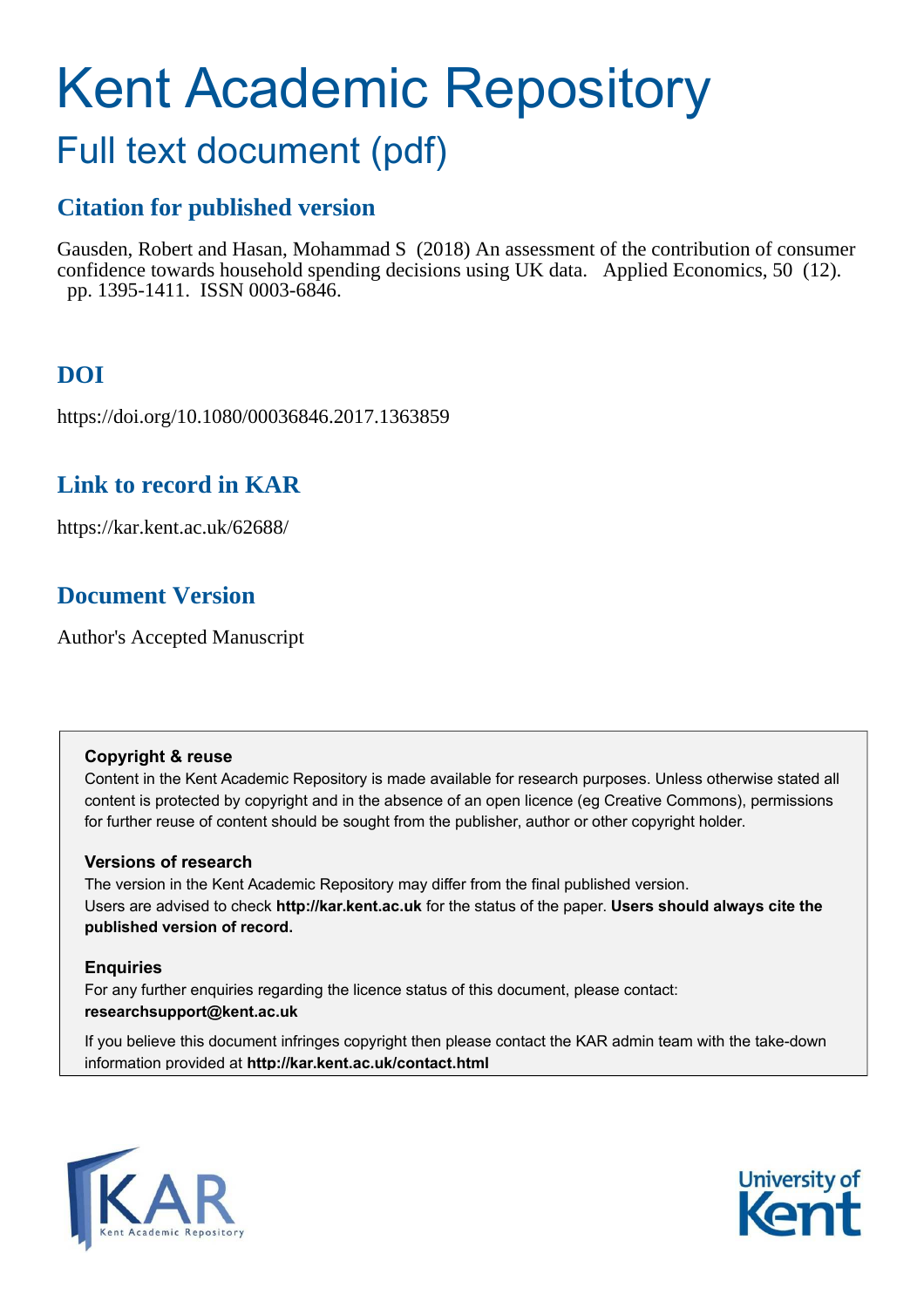# Kent Academic Repository

## Full text document (pdf)

### Citation for published version

Gausden, Robert and Hasan, Mohammad S (2018) An assessment of the contribution of consumer confidence towards household spending decisions using UK data. Applied Economics, 50 (12). pp. 1395-1411. ISSN 0003-6846.

### DOI

https://doi.org/10.1080/00036846.2017.1363859

### Link to record in KAR

https://kar.kent.ac.uk/62688/

### Document Version

Author's Accepted Manuscript

**Copyright & reuse**

Content in the Kent Academic Repository is made available for research purposes. Unless otherwise stated all content is protected by copyright and in the absence of an open licence (eg Creative Commons), permissions for further reuse of content should be sought from the publisher, author or other copyright holder.

**Versions of research**

The version in the Kent Academic Repository may differ from the final published version. Users are advised to check **http://kar.kent.ac.uk** for the status of the paper. **Users should always cite the published version of record.**

**Enquiries**

For any further enquiries regarding the licence status of this document, please contact: **researchsupport@kent.ac.uk**

If you believe this document infringes copyright then please contact the KAR admin team with the take-down information provided at **http://kar.kent.ac.uk/contact.html**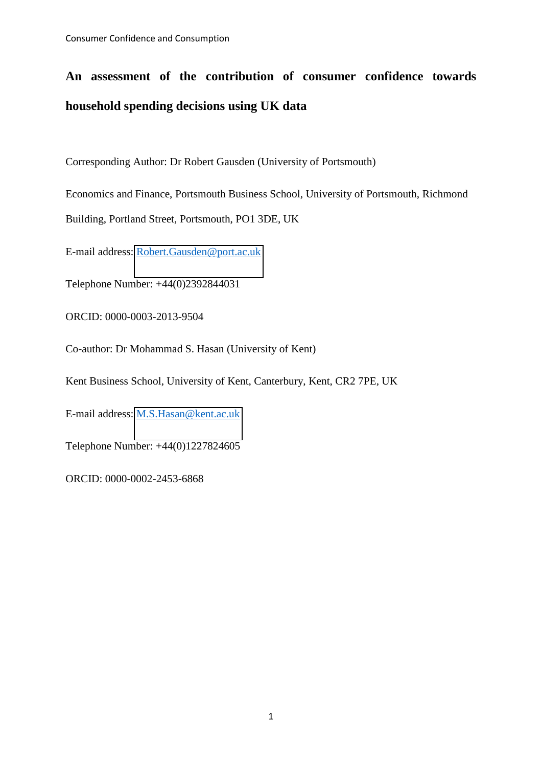# An assessment of the contribution of consumer confidence towards household spending decisions using UK data

Corresponding Author: Dr Robert Gausden (University of Portsmouth)

Economics and Finance, Portsmouth Business School, University of Portsmouth, Richmond Building, Portland Street, Portsmouth, PO1 3DE, UK

E-mail address: Robert.Gausden@port.ac.uk

Telephone Number: +44(0)2392844031

ORCID: 0000-0003-2013-9504

Co-author: Dr Mohammad S. Hasan (University of Kent)

Kent Business School, University of Kent, Canterbury, Kent, CR2 7PE, UK

E-mail address: M.S.Hasan@kent.ac.uk

Telephone Number: +44(0)1227824605

ORCID: 0000-0002-2453-6868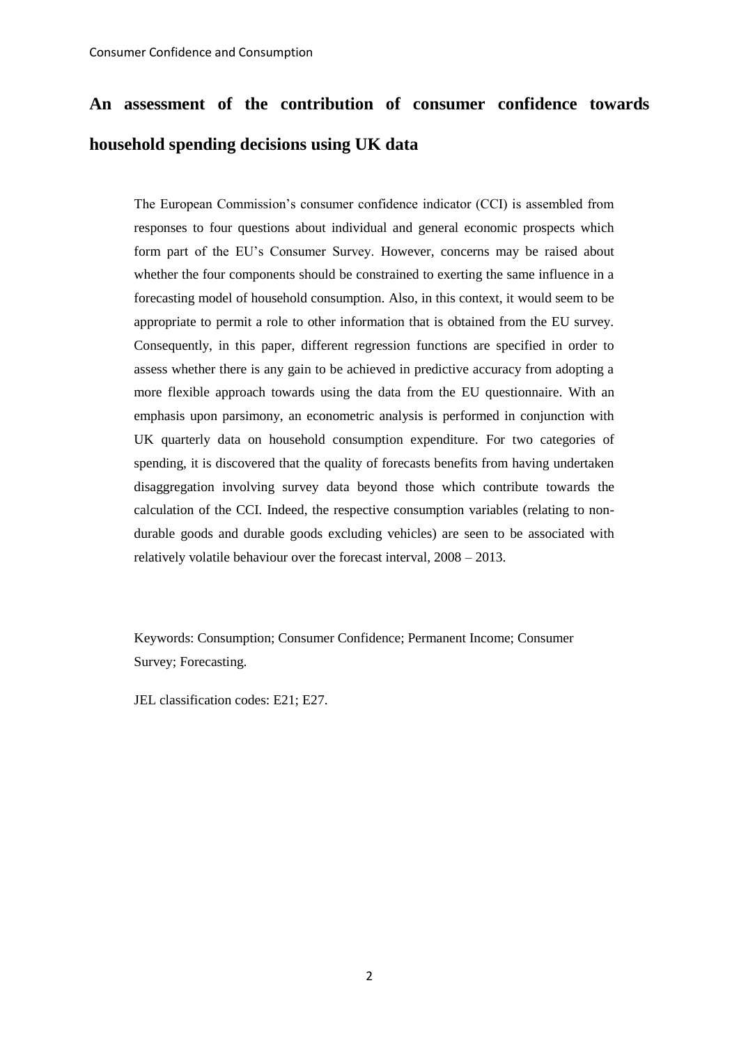# An assessment of the contribution of consumer confidence towards household spending decisions using UK data

The European Commission's consumer confidence indicator (CCI) is assembled from responses to four questions about individual and general economic prospects which form part of the EU's Consumer Survey. However, concerns may be raised about whether the four components should be constrained to exerting the same influence in a forecasting model of household consumption. Also, in this context, it would seem to be appropriate to permit a role to other information that is obtained from the EU survey. Consequently, in this paper, different regression functions are specified in order to assess whether there is any gain to be achieved in predictive accuracy from adopting a more flexible approach towards using the data from the EU questionnaire. With an emphasis upon parsimony, an econometric analysis is performed in conjunction with UK quarterly data on household consumption expenditure. For two categories of spending, it is discovered that the quality of forecasts benefits from having undertaken disaggregation involving survey data beyond those which contribute towards the calculation of the CCI. Indeed, the respective consumption variables (relating to non-durable goods and durable goods excluding vehicles) are seen to be associated with relatively volatile behaviour over the forecast interval, 2008 – 2013.

Keywords: Consumption; Consumer Confidence; Permanent Income; Consumer Survey; Forecasting.

JEL classification codes: E21; E27.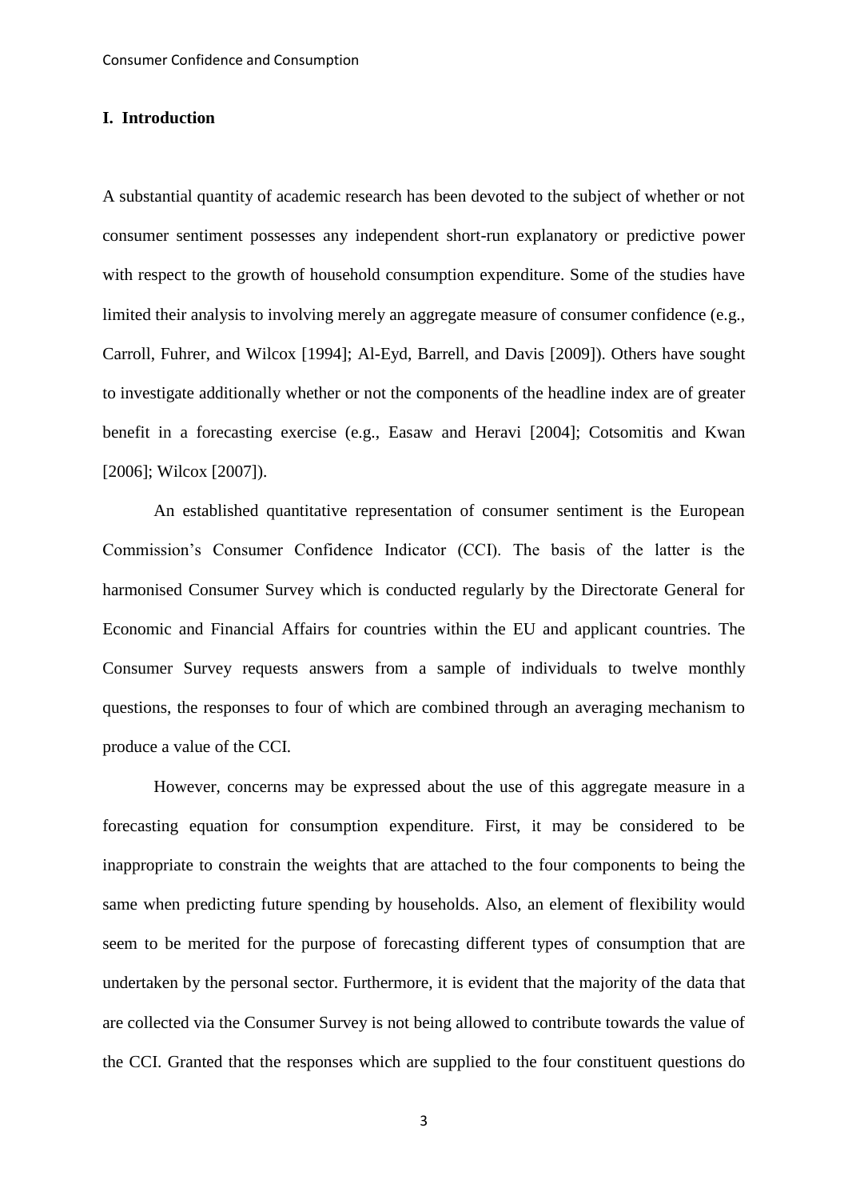## I. Introduction

A substantial quantity of academic research has been devoted to the subject of whether or not consumer sentiment possesses any independent short-run explanatory or predictive power with respect to the growth of household consumption expenditure. Some of the studies have limited their analysis to involving merely an aggregate measure of consumer confidence (e.g., Carroll, Fuhrer, and Wilcox [1994]; Al-Eyd, Barrell, and Davis [2009]). Others have sought to investigate additionally whether or not the components of the headline index are of greater benefit in a forecasting exercise (e.g., Easaw and Heravi [2004]; Cotsomitis and Kwan [2006]; Wilcox [2007]).

An established quantitative representation of consumer sentiment is the European Commission's Consumer Confidence Indicator (CCI). The basis of the latter is the harmonised Consumer Survey which is conducted regularly by the Directorate General for Economic and Financial Affairs for countries within the EU and applicant countries. The Consumer Survey requests answers from a sample of individuals to twelve monthly questions, the responses to four of which are combined through an averaging mechanism to produce a value of the CCI.

However, concerns may be expressed about the use of this aggregate measure in a forecasting equation for consumption expenditure. First, it may be considered to be inappropriate to constrain the weights that are attached to the four components to being the same when predicting future spending by households. Also, an element of flexibility would seem to be merited for the purpose of forecasting different types of consumption that are undertaken by the personal sector. Furthermore, it is evident that the majority of the data that are collected via the Consumer Survey is not being allowed to contribute towards the value of the CCI. Granted that the responses which are supplied to the four constituent questions do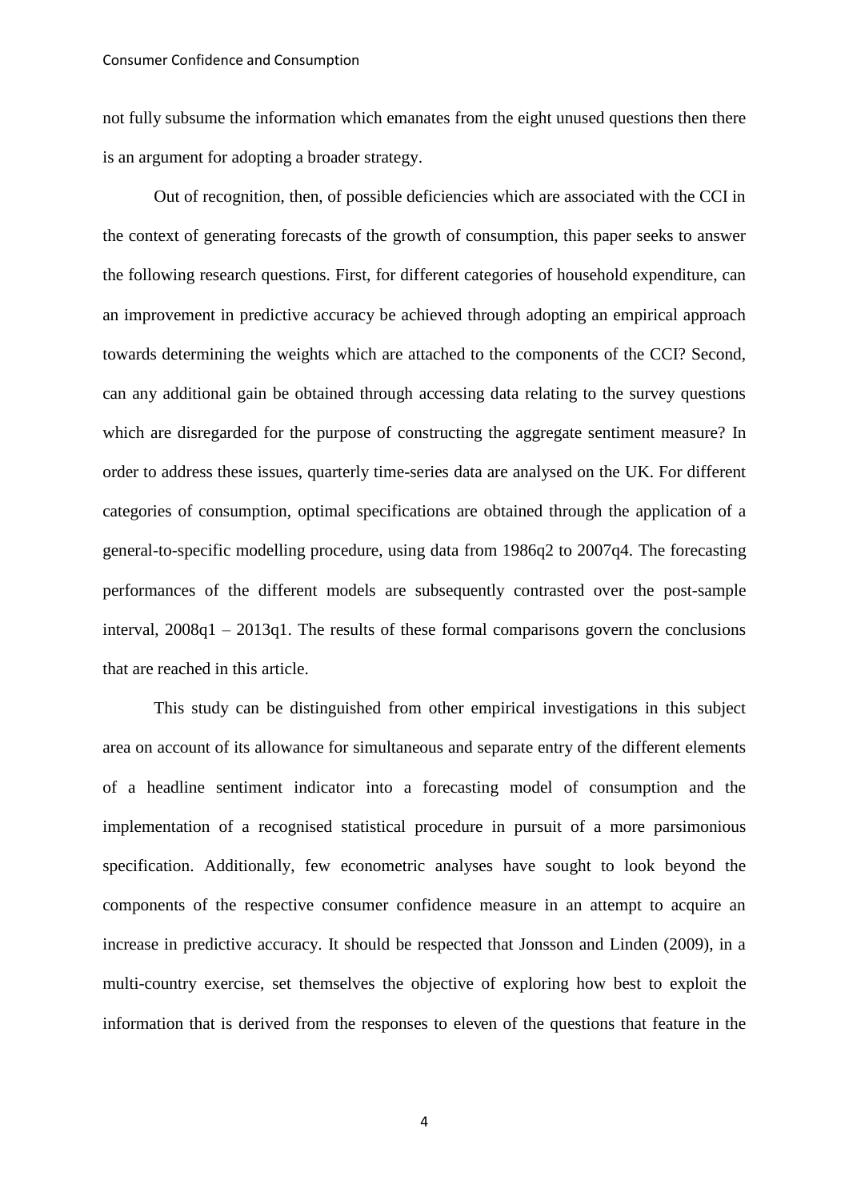not fully subsume the information which emanates from the eight unused questions then there is an argument for adopting a broader strategy.

Out of recognition, then, of possible deficiencies which are associated with the CCI in the context of generating forecasts of the growth of consumption, this paper seeks to answer the following research questions. First, for different categories of household expenditure, can an improvement in predictive accuracy be achieved through adopting an empirical approach towards determining the weights which are attached to the components of the CCI? Second, can any additional gain be obtained through accessing data relating to the survey questions which are disregarded for the purpose of constructing the aggregate sentiment measure? In order to address these issues, quarterly time-series data are analysed on the UK. For different categories of consumption, optimal specifications are obtained through the application of a general-to-specific modelling procedure, using data from 1986q2 to 2007q4. The forecasting performances of the different models are subsequently contrasted over the post-sample interval, 2008q1 – 2013q1. The results of these formal comparisons govern the conclusions that are reached in this article.

This study can be distinguished from other empirical investigations in this subject area on account of its allowance for simultaneous and separate entry of the different elements of a headline sentiment indicator into a forecasting model of consumption and the implementation of a recognised statistical procedure in pursuit of a more parsimonious specification. Additionally, few econometric analyses have sought to look beyond the components of the respective consumer confidence measure in an attempt to acquire an increase in predictive accuracy. It should be respected that Jonsson and Linden (2009), in a multi-country exercise, set themselves the objective of exploring how best to exploit the information that is derived from the responses to eleven of the questions that feature in the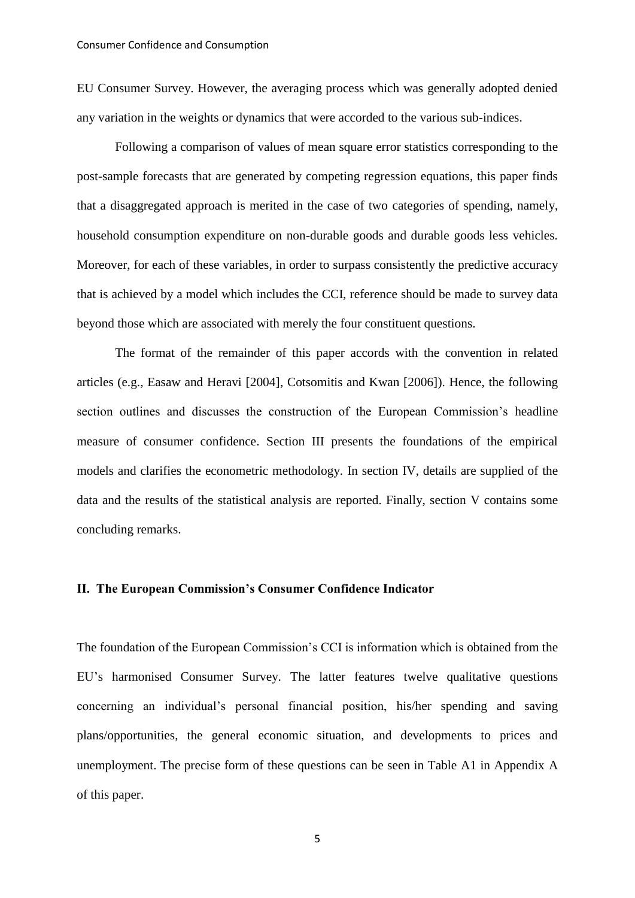EU Consumer Survey. However, the averaging process which was generally adopted denied any variation in the weights or dynamics that were accorded to the various sub-indices.

Following a comparison of values of mean square error statistics corresponding to the post-sample forecasts that are generated by competing regression equations, this paper finds that a disaggregated approach is merited in the case of two categories of spending, namely, household consumption expenditure on non-durable goods and durable goods less vehicles. Moreover, for each of these variables, in order to surpass consistently the predictive accuracy that is achieved by a model which includes the CCI, reference should be made to survey data beyond those which are associated with merely the four constituent questions.

The format of the remainder of this paper accords with the convention in related articles (e.g., Easaw and Heravi [2004], Cotsomitis and Kwan [2006]). Hence, the following section outlines and discusses the construction of the European Commission's headline measure of consumer confidence. Section III presents the foundations of the empirical models and clarifies the econometric methodology. In section IV, details are supplied of the data and the results of the statistical analysis are reported. Finally, section V contains some concluding remarks.

## II. The European Commission's Consumer Confidence Indicator

The foundation of the European Commission's CCI is information which is obtained from the EU's harmonised Consumer Survey. The latter features twelve qualitative questions concerning an individual's personal financial position, his/her spending and saving plans/opportunities, the general economic situation, and developments to prices and unemployment. The precise form of these questions can be seen in Table A1 in Appendix A of this paper.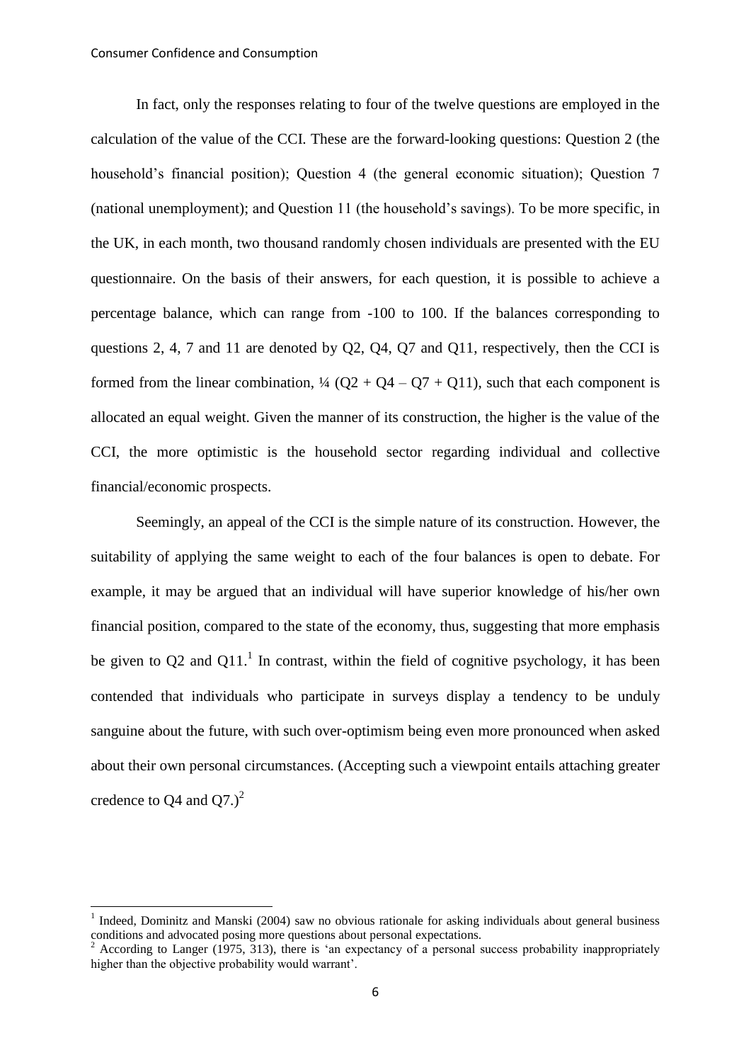In fact, only the responses relating to four of the twelve questions are employed in the calculation of the value of the CCI. These are the forward-looking questions: Question 2 (the household's financial position); Question 4 (the general economic situation); Question 7 (national unemployment); and Question 11 (the household's savings). To be more specific, in the UK, in each month, two thousand randomly chosen individuals are presented with the EU questionnaire. On the basis of their answers, for each question, it is possible to achieve a percentage balance, which can range from -100 to 100. If the balances corresponding to questions 2, 4, 7 and 11 are denoted by Q2, Q4, Q7 and Q11, respectively, then the CCI is formed from the linear combination, $\frac{1}{4}$ (Q2 + Q4 – Q7 + Q11), such that each component is allocated an equal weight. Given the manner of its construction, the higher is the value of the CCI, the more optimistic is the household sector regarding individual and collective financial/economic prospects.

Seemingly, an appeal of the CCI is the simple nature of its construction. However, the suitability of applying the same weight to each of the four balances is open to debate. For example, it may be argued that an individual will have superior knowledge of his/her own financial position, compared to the state of the economy, thus, suggesting that more emphasis be given to Q2 and Q11.[1] In contrast, within the field of cognitive psychology, it has been contended that individuals who participate in surveys display a tendency to be unduly sanguine about the future, with such over-optimism being even more pronounced when asked about their own personal circumstances. (Accepting such a viewpoint entails attaching greater credence to Q4 and Q7.)[2]

---

[1] Indeed, Dominitz and Manski (2004) saw no obvious rationale for asking individuals about general business conditions and advocated posing more questions about personal expectations.

[2] According to Langer (1975, 313), there is 'an expectancy of a personal success probability inappropriately higher than the objective probability would warrant'.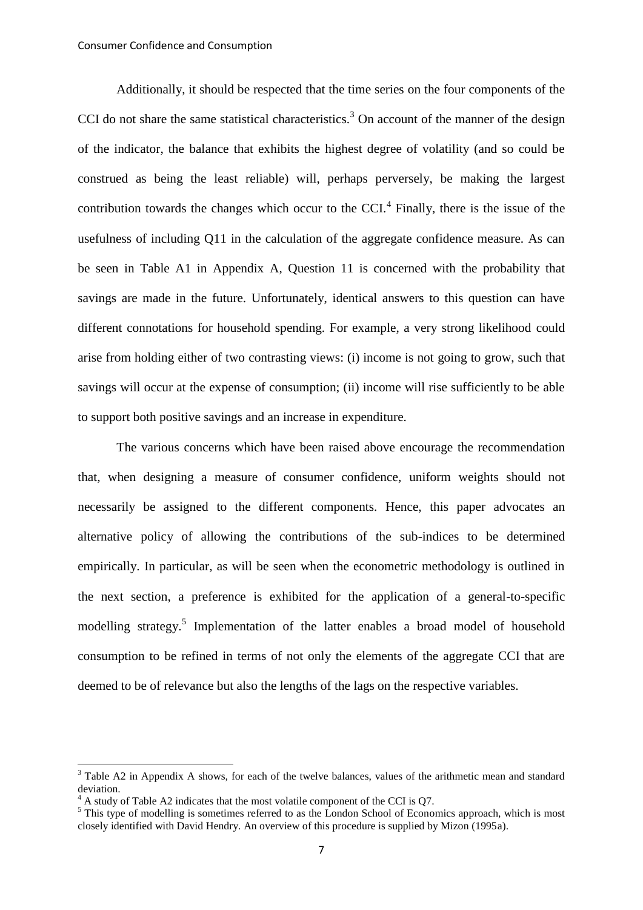Additionally, it should be respected that the time series on the four components of the CCI do not share the same statistical characteristics.[3] On account of the manner of the design of the indicator, the balance that exhibits the highest degree of volatility (and so could be construed as being the least reliable) will, perhaps perversely, be making the largest contribution towards the changes which occur to the CCI.[4] Finally, there is the issue of the usefulness of including Q11 in the calculation of the aggregate confidence measure. As can be seen in Table A1 in Appendix A, Question 11 is concerned with the probability that savings are made in the future. Unfortunately, identical answers to this question can have different connotations for household spending. For example, a very strong likelihood could arise from holding either of two contrasting views: (i) income is not going to grow, such that savings will occur at the expense of consumption; (ii) income will rise sufficiently to be able to support both positive savings and an increase in expenditure.

The various concerns which have been raised above encourage the recommendation that, when designing a measure of consumer confidence, uniform weights should not necessarily be assigned to the different components. Hence, this paper advocates an alternative policy of allowing the contributions of the sub-indices to be determined empirically. In particular, as will be seen when the econometric methodology is outlined in the next section, a preference is exhibited for the application of a general-to-specific modelling strategy.[5] Implementation of the latter enables a broad model of household consumption to be refined in terms of not only the elements of the aggregate CCI that are deemed to be of relevance but also the lengths of the lags on the respective variables.

---

[3] Table A2 in Appendix A shows, for each of the twelve balances, values of the arithmetic mean and standard deviation.

[4] A study of Table A2 indicates that the most volatile component of the CCI is Q7.

[5] This type of modelling is sometimes referred to as the London School of Economics approach, which is most closely identified with David Hendry. An overview of this procedure is supplied by Mizon (1995a).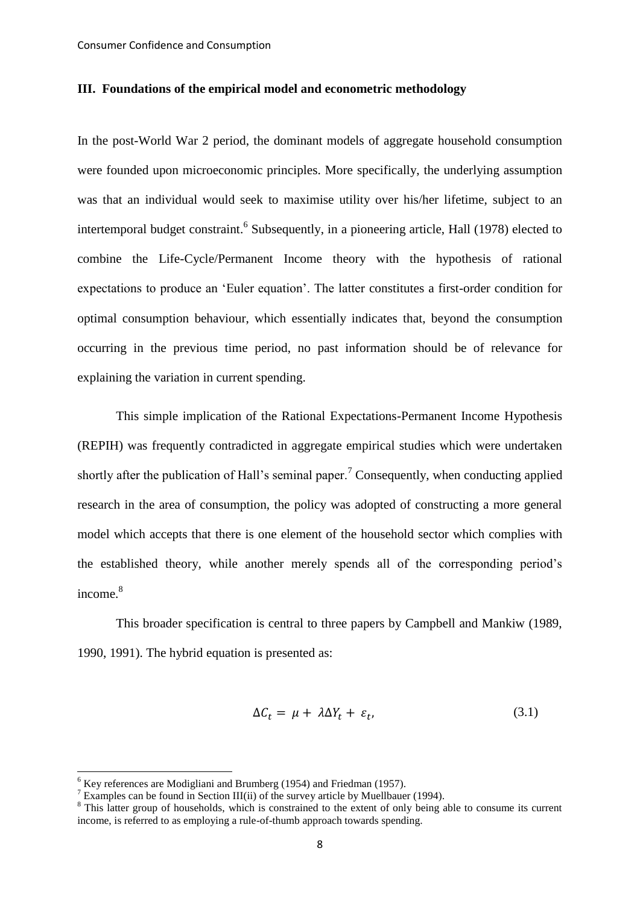## III. Foundations of the empirical model and econometric methodology

In the post-World War 2 period, the dominant models of aggregate household consumption were founded upon microeconomic principles. More specifically, the underlying assumption was that an individual would seek to maximise utility over his/her lifetime, subject to an intertemporal budget constraint.[6] Subsequently, in a pioneering article, Hall (1978) elected to combine the Life-Cycle/Permanent Income theory with the hypothesis of rational expectations to produce an 'Euler equation'. The latter constitutes a first-order condition for optimal consumption behaviour, which essentially indicates that, beyond the consumption occurring in the previous time period, no past information should be of relevance for explaining the variation in current spending.

This simple implication of the Rational Expectations-Permanent Income Hypothesis (REPIH) was frequently contradicted in aggregate empirical studies which were undertaken shortly after the publication of Hall's seminal paper.[7] Consequently, when conducting applied research in the area of consumption, the policy was adopted of constructing a more general model which accepts that there is one element of the household sector which complies with the established theory, while another merely spends all of the corresponding period's income.[8]

This broader specification is central to three papers by Campbell and Mankiw (1989, 1990, 1991). The hybrid equation is presented as:

$$\Delta C_t = \mu + \lambda \Delta Y_t + \varepsilon_t, \tag{3.1}$$

---

[6] Key references are Modigliani and Brumberg (1954) and Friedman (1957).

[7] Examples can be found in Section III(ii) of the survey article by Muellbauer (1994).

[8] This latter group of households, which is constrained to the extent of only being able to consume its current income, is referred to as employing a rule-of-thumb approach towards spending.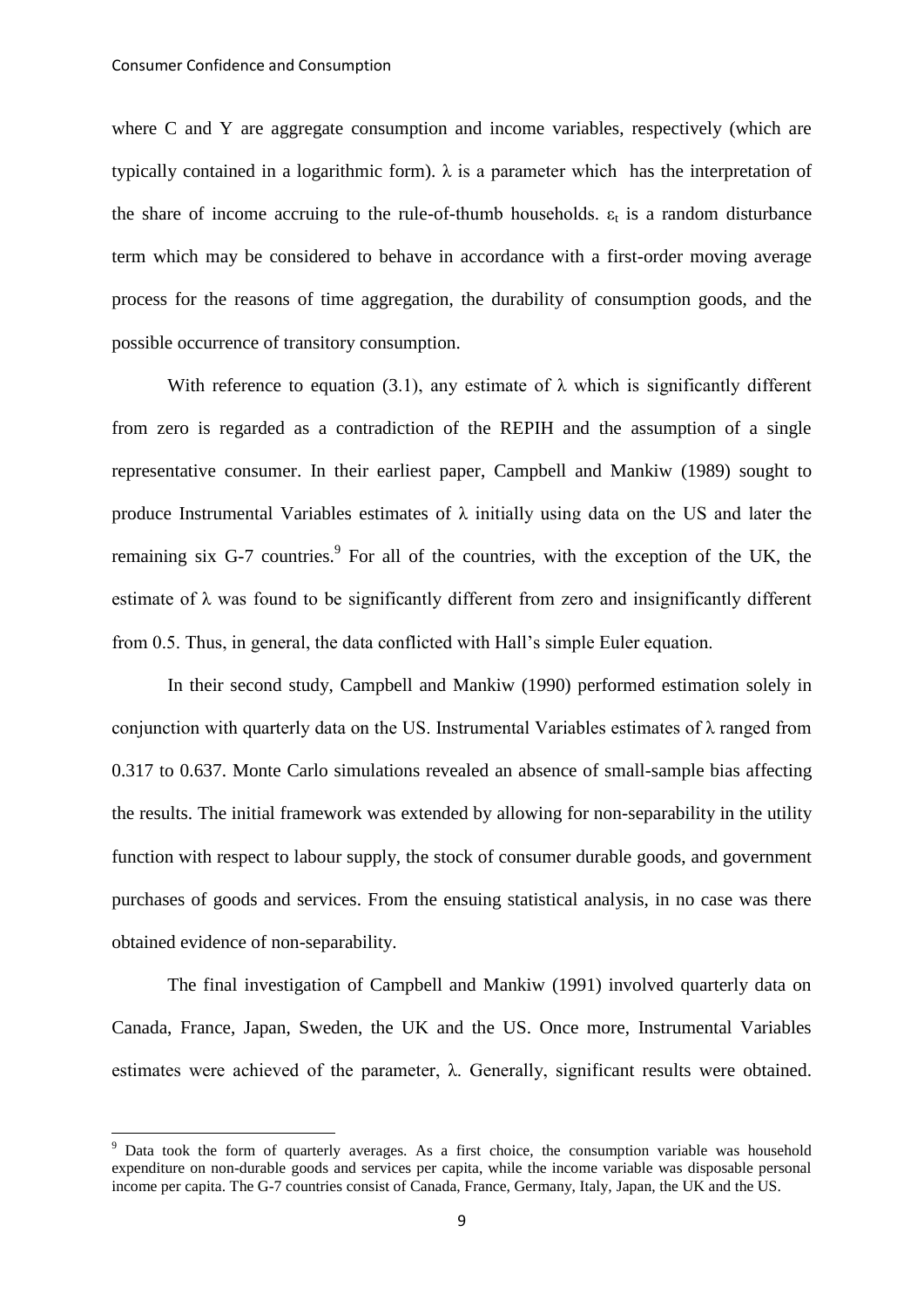where C and Y are aggregate consumption and income variables, respectively (which are typically contained in a logarithmic form). $\lambda$ is a parameter which has the interpretation of the share of income accruing to the rule-of-thumb households. $\varepsilon_t$ is a random disturbance term which may be considered to behave in accordance with a first-order moving average process for the reasons of time aggregation, the durability of consumption goods, and the possible occurrence of transitory consumption.

With reference to equation (3.1), any estimate of $\lambda$ which is significantly different from zero is regarded as a contradiction of the REPIH and the assumption of a single representative consumer. In their earliest paper, Campbell and Mankiw (1989) sought to produce Instrumental Variables estimates of $\lambda$ initially using data on the US and later the remaining six G-7 countries.[9] For all of the countries, with the exception of the UK, the estimate of $\lambda$ was found to be significantly different from zero and insignificantly different from 0.5. Thus, in general, the data conflicted with Hall's simple Euler equation.

In their second study, Campbell and Mankiw (1990) performed estimation solely in conjunction with quarterly data on the US. Instrumental Variables estimates of $\lambda$ ranged from 0.317 to 0.637. Monte Carlo simulations revealed an absence of small-sample bias affecting the results. The initial framework was extended by allowing for non-separability in the utility function with respect to labour supply, the stock of consumer durable goods, and government purchases of goods and services. From the ensuing statistical analysis, in no case was there obtained evidence of non-separability.

The final investigation of Campbell and Mankiw (1991) involved quarterly data on Canada, France, Japan, Sweden, the UK and the US. Once more, Instrumental Variables estimates were achieved of the parameter, $\lambda$. Generally, significant results were obtained.

[9] Data took the form of quarterly averages. As a first choice, the consumption variable was household expenditure on non-durable goods and services per capita, while the income variable was disposable personal income per capita. The G-7 countries consist of Canada, France, Germany, Italy, Japan, the UK and the US.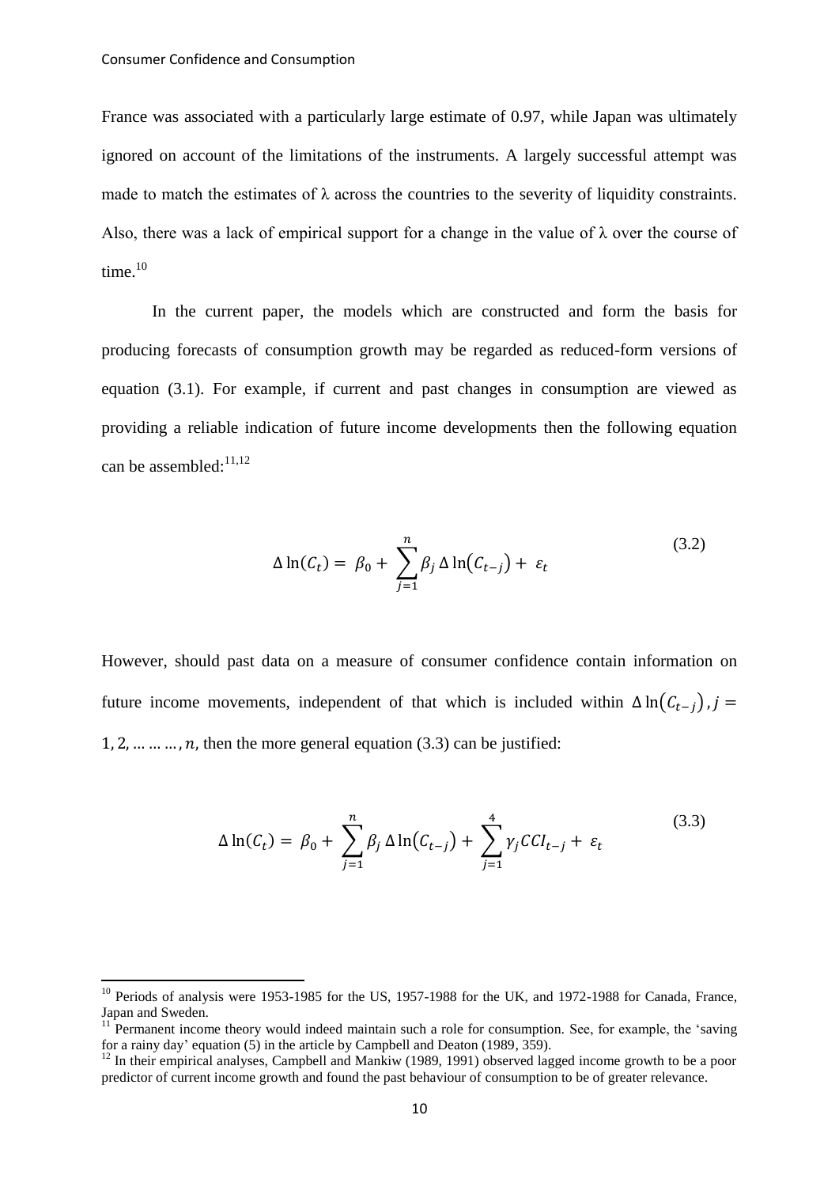France was associated with a particularly large estimate of 0.97, while Japan was ultimately ignored on account of the limitations of the instruments. A largely successful attempt was made to match the estimates of λ across the countries to the severity of liquidity constraints. Also, there was a lack of empirical support for a change in the value of λ over the course of time.[10]

In the current paper, the models which are constructed and form the basis for producing forecasts of consumption growth may be regarded as reduced-form versions of equation (3.1). For example, if current and past changes in consumption are viewed as providing a reliable indication of future income developments then the following equation can be assembled:[11,12]

$$\Delta \ln(C_t) = \beta_0 + \sum_{j=1}^{n} \beta_j \Delta \ln(C_{t-j}) + \varepsilon_t \tag{3.2}$$

However, should past data on a measure of consumer confidence contain information on future income movements, independent of that which is included within $\Delta \ln(C_{t-j}), j = 1, 2, \ldots \ldots \ldots, n$, then the more general equation (3.3) can be justified:

$$\Delta \ln(C_t) = \beta_0 + \sum_{j=1}^{n} \beta_j \Delta \ln(C_{t-j}) + \sum_{j=1}^{4} \gamma_j CCI_{t-j} + \varepsilon_t \tag{3.3}$$

---

[10] Periods of analysis were 1953-1985 for the US, 1957-1988 for the UK, and 1972-1988 for Canada, France, Japan and Sweden.

[11] Permanent income theory would indeed maintain such a role for consumption. See, for example, the 'saving for a rainy day' equation (5) in the article by Campbell and Deaton (1989, 359).

[12] In their empirical analyses, Campbell and Mankiw (1989, 1991) observed lagged income growth to be a poor predictor of current income growth and found the past behaviour of consumption to be of greater relevance.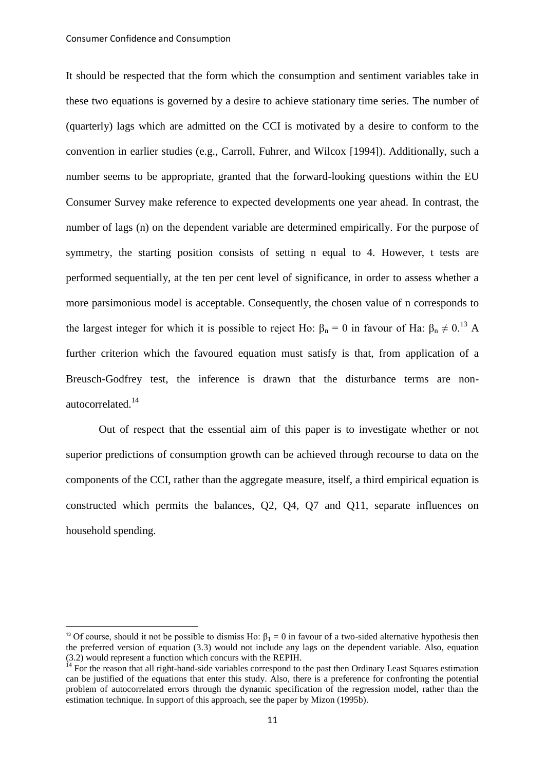It should be respected that the form which the consumption and sentiment variables take in these two equations is governed by a desire to achieve stationary time series. The number of (quarterly) lags which are admitted on the CCI is motivated by a desire to conform to the convention in earlier studies (e.g., Carroll, Fuhrer, and Wilcox [1994]). Additionally, such a number seems to be appropriate, granted that the forward-looking questions within the EU Consumer Survey make reference to expected developments one year ahead. In contrast, the number of lags (n) on the dependent variable are determined empirically. For the purpose of symmetry, the starting position consists of setting n equal to 4. However, t tests are performed sequentially, at the ten per cent level of significance, in order to assess whether a more parsimonious model is acceptable. Consequently, the chosen value of n corresponds to the largest integer for which it is possible to reject Ho: $\beta_n = 0$ in favour of Ha: $\beta_n \neq 0$.[13] A further criterion which the favoured equation must satisfy is that, from application of a Breusch-Godfrey test, the inference is drawn that the disturbance terms are non-autocorrelated.[14]

Out of respect that the essential aim of this paper is to investigate whether or not superior predictions of consumption growth can be achieved through recourse to data on the components of the CCI, rather than the aggregate measure, itself, a third empirical equation is constructed which permits the balances, Q2, Q4, Q7 and Q11, separate influences on household spending.

---

[13] Of course, should it not be possible to dismiss Ho: $\beta_1 = 0$ in favour of a two-sided alternative hypothesis then the preferred version of equation (3.3) would not include any lags on the dependent variable. Also, equation (3.2) would represent a function which concurs with the REPIH.

[14] For the reason that all right-hand-side variables correspond to the past then Ordinary Least Squares estimation can be justified of the equations that enter this study. Also, there is a preference for confronting the potential problem of autocorrelated errors through the dynamic specification of the regression model, rather than the estimation technique. In support of this approach, see the paper by Mizon (1995b).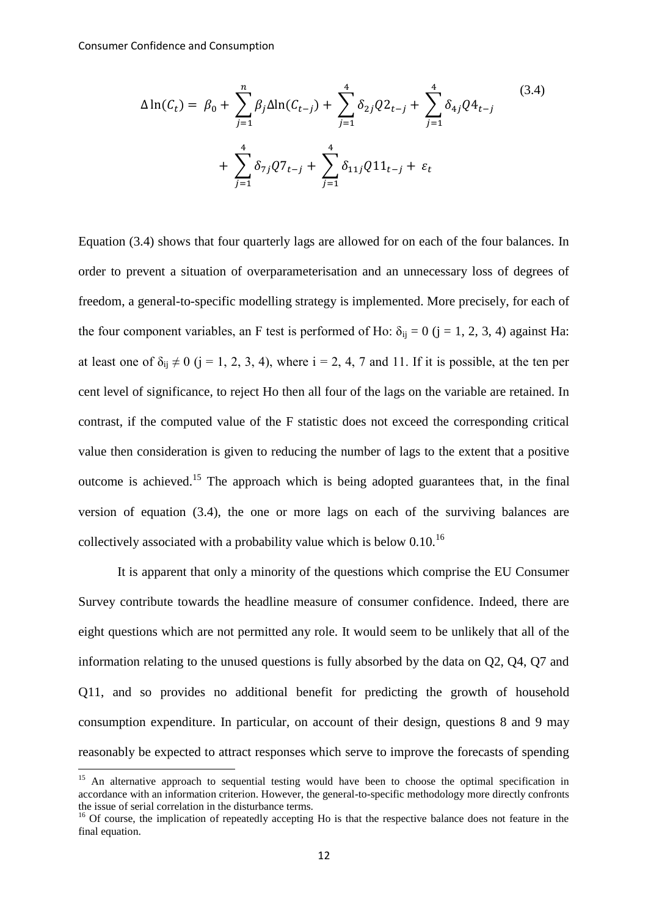$$\Delta \ln(C_t) = \beta_0 + \sum_{j=1}^{n} \beta_j \Delta \ln(C_{t-j}) + \sum_{j=1}^{4} \delta_{2j} Q2_{t-j} + \sum_{j=1}^{4} \delta_{4j} Q4_{t-j} + \sum_{j=1}^{4} \delta_{7j} Q7_{t-j} + \sum_{j=1}^{4} \delta_{11j} Q11_{t-j} + \varepsilon_t \tag{3.4}$$

Equation (3.4) shows that four quarterly lags are allowed for on each of the four balances. In order to prevent a situation of overparameterisation and an unnecessary loss of degrees of freedom, a general-to-specific modelling strategy is implemented. More precisely, for each of the four component variables, an F test is performed of Ho: $\delta_{ij} = 0$ ($j = 1, 2, 3, 4$) against Ha: at least one of $\delta_{ij} \neq 0$ ($j = 1, 2, 3, 4$), where $i = 2, 4, 7$ and $11$. If it is possible, at the ten per cent level of significance, to reject Ho then all four of the lags on the variable are retained. In contrast, if the computed value of the F statistic does not exceed the corresponding critical value then consideration is given to reducing the number of lags to the extent that a positive outcome is achieved.[15] The approach which is being adopted guarantees that, in the final version of equation (3.4), the one or more lags on each of the surviving balances are collectively associated with a probability value which is below 0.10.[16]

It is apparent that only a minority of the questions which comprise the EU Consumer Survey contribute towards the headline measure of consumer confidence. Indeed, there are eight questions which are not permitted any role. It would seem to be unlikely that all of the information relating to the unused questions is fully absorbed by the data on Q2, Q4, Q7 and Q11, and so provides no additional benefit for predicting the growth of household consumption expenditure. In particular, on account of their design, questions 8 and 9 may reasonably be expected to attract responses which serve to improve the forecasts of spending

---

[15] An alternative approach to sequential testing would have been to choose the optimal specification in accordance with an information criterion. However, the general-to-specific methodology more directly confronts the issue of serial correlation in the disturbance terms.

[16] Of course, the implication of repeatedly accepting Ho is that the respective balance does not feature in the final equation.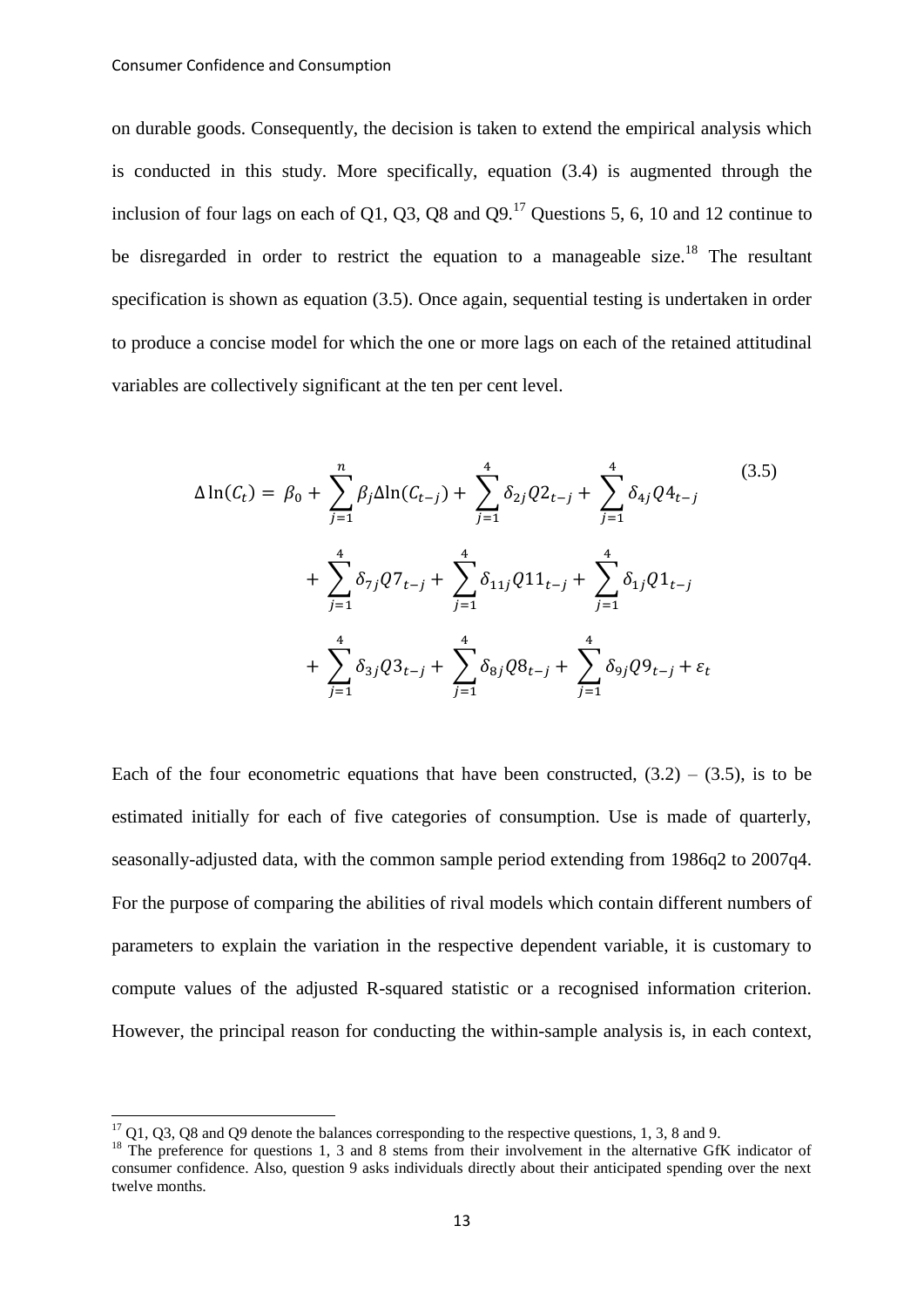on durable goods. Consequently, the decision is taken to extend the empirical analysis which is conducted in this study. More specifically, equation (3.4) is augmented through the inclusion of four lags on each of Q1, Q3, Q8 and Q9.[17] Questions 5, 6, 10 and 12 continue to be disregarded in order to restrict the equation to a manageable size.[18] The resultant specification is shown as equation (3.5). Once again, sequential testing is undertaken in order to produce a concise model for which the one or more lags on each of the retained attitudinal variables are collectively significant at the ten per cent level.

$$\Delta \ln(C_t) = \beta_0 + \sum_{j=1}^{n} \beta_j \Delta \ln(C_{t-j}) + \sum_{j=1}^{4} \delta_{2j} Q2_{t-j} + \sum_{j=1}^{4} \delta_{4j} Q4_{t-j} + \sum_{j=1}^{4} \delta_{7j} Q7_{t-j} + \sum_{j=1}^{4} \delta_{11j} Q11_{t-j} + \sum_{j=1}^{4} \delta_{1j} Q1_{t-j} + \sum_{j=1}^{4} \delta_{3j} Q3_{t-j} + \sum_{j=1}^{4} \delta_{8j} Q8_{t-j} + \sum_{j=1}^{4} \delta_{9j} Q9_{t-j} + \varepsilon_t \tag{3.5}$$

Each of the four econometric equations that have been constructed, (3.2) – (3.5), is to be estimated initially for each of five categories of consumption. Use is made of quarterly, seasonally-adjusted data, with the common sample period extending from 1986q2 to 2007q4. For the purpose of comparing the abilities of rival models which contain different numbers of parameters to explain the variation in the respective dependent variable, it is customary to compute values of the adjusted R-squared statistic or a recognised information criterion. However, the principal reason for conducting the within-sample analysis is, in each context,

---

[17] Q1, Q3, Q8 and Q9 denote the balances corresponding to the respective questions, 1, 3, 8 and 9.

[18] The preference for questions 1, 3 and 8 stems from their involvement in the alternative GfK indicator of consumer confidence. Also, question 9 asks individuals directly about their anticipated spending over the next twelve months.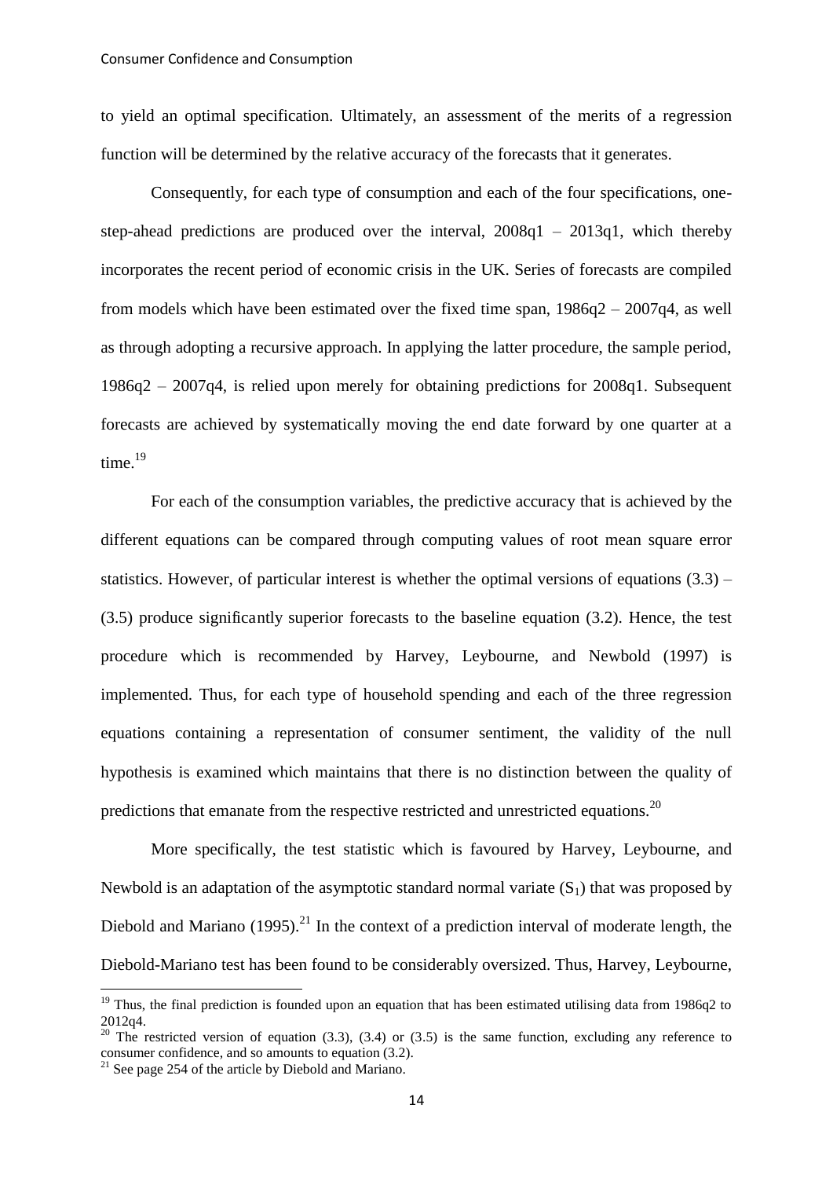to yield an optimal specification. Ultimately, an assessment of the merits of a regression function will be determined by the relative accuracy of the forecasts that it generates.

Consequently, for each type of consumption and each of the four specifications, one-step-ahead predictions are produced over the interval, 2008q1 – 2013q1, which thereby incorporates the recent period of economic crisis in the UK. Series of forecasts are compiled from models which have been estimated over the fixed time span, 1986q2 – 2007q4, as well as through adopting a recursive approach. In applying the latter procedure, the sample period, 1986q2 – 2007q4, is relied upon merely for obtaining predictions for 2008q1. Subsequent forecasts are achieved by systematically moving the end date forward by one quarter at a time.[19]

For each of the consumption variables, the predictive accuracy that is achieved by the different equations can be compared through computing values of root mean square error statistics. However, of particular interest is whether the optimal versions of equations (3.3) – (3.5) produce significantly superior forecasts to the baseline equation (3.2). Hence, the test procedure which is recommended by Harvey, Leybourne, and Newbold (1997) is implemented. Thus, for each type of household spending and each of the three regression equations containing a representation of consumer sentiment, the validity of the null hypothesis is examined which maintains that there is no distinction between the quality of predictions that emanate from the respective restricted and unrestricted equations.[20]

More specifically, the test statistic which is favoured by Harvey, Leybourne, and Newbold is an adaptation of the asymptotic standard normal variate ($S_1$) that was proposed by Diebold and Mariano (1995).[21] In the context of a prediction interval of moderate length, the Diebold-Mariano test has been found to be considerably oversized. Thus, Harvey, Leybourne,

---

[19] Thus, the final prediction is founded upon an equation that has been estimated utilising data from 1986q2 to 2012q4.

[20] The restricted version of equation (3.3), (3.4) or (3.5) is the same function, excluding any reference to consumer confidence, and so amounts to equation (3.2).

[21] See page 254 of the article by Diebold and Mariano.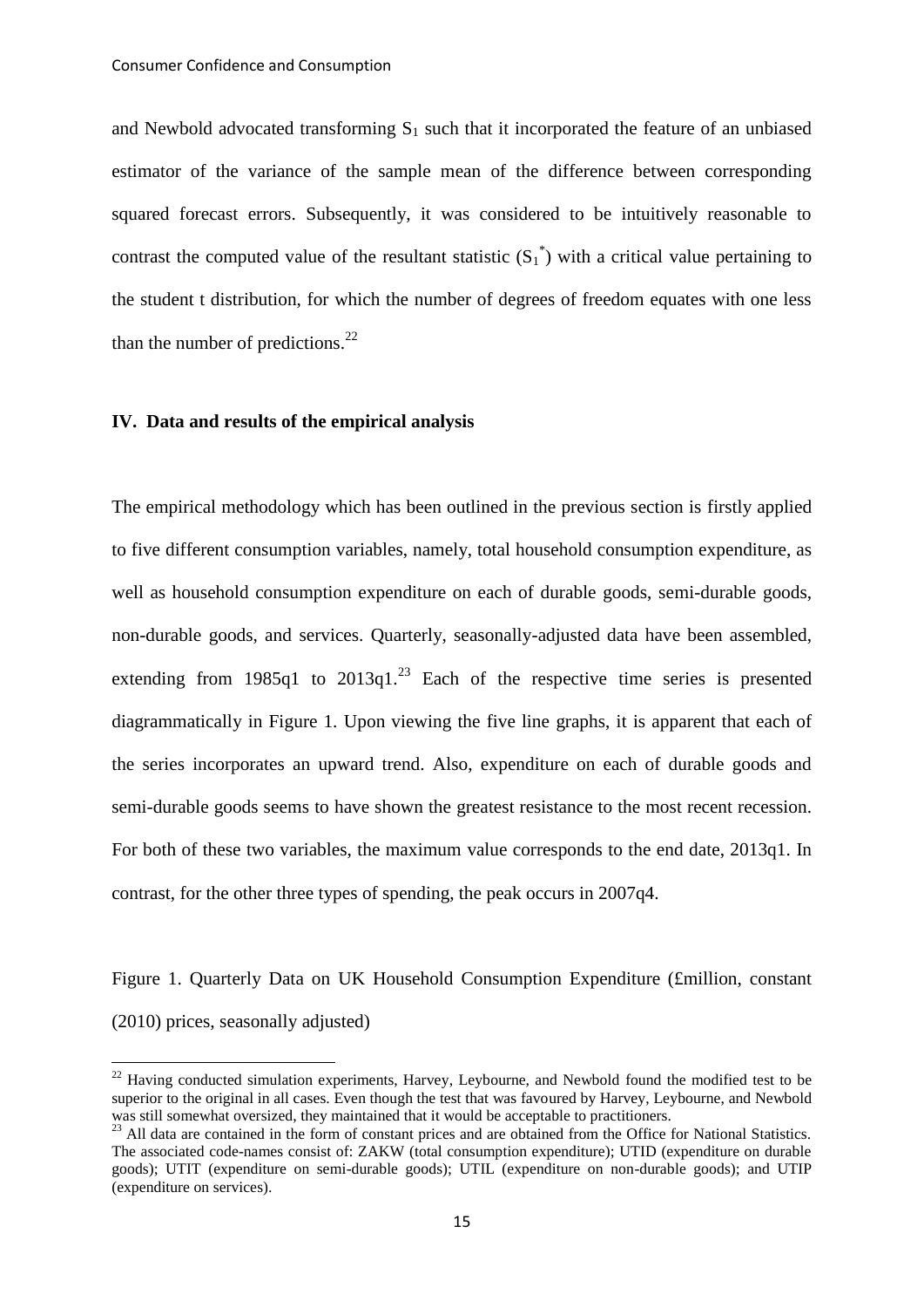and Newbold advocated transforming $S_1$ such that it incorporated the feature of an unbiased estimator of the variance of the sample mean of the difference between corresponding squared forecast errors. Subsequently, it was considered to be intuitively reasonable to contrast the computed value of the resultant statistic ($S_1^*$) with a critical value pertaining to the student t distribution, for which the number of degrees of freedom equates with one less than the number of predictions.[22]

## IV. Data and results of the empirical analysis

The empirical methodology which has been outlined in the previous section is firstly applied to five different consumption variables, namely, total household consumption expenditure, as well as household consumption expenditure on each of durable goods, semi-durable goods, non-durable goods, and services. Quarterly, seasonally-adjusted data have been assembled, extending from 1985q1 to 2013q1.[23] Each of the respective time series is presented diagrammatically in Figure 1. Upon viewing the five line graphs, it is apparent that each of the series incorporates an upward trend. Also, expenditure on each of durable goods and semi-durable goods seems to have shown the greatest resistance to the most recent recession. For both of these two variables, the maximum value corresponds to the end date, 2013q1. In contrast, for the other three types of spending, the peak occurs in 2007q4.

Figure 1. Quarterly Data on UK Household Consumption Expenditure (£million, constant (2010) prices, seasonally adjusted)

[22] Having conducted simulation experiments, Harvey, Leybourne, and Newbold found the modified test to be superior to the original in all cases. Even though the test that was favoured by Harvey, Leybourne, and Newbold was still somewhat oversized, they maintained that it would be acceptable to practitioners.

[23] All data are contained in the form of constant prices and are obtained from the Office for National Statistics. The associated code-names consist of: ZAKW (total consumption expenditure); UTID (expenditure on durable goods); UTIT (expenditure on semi-durable goods); UTIL (expenditure on non-durable goods); and UTIP (expenditure on services).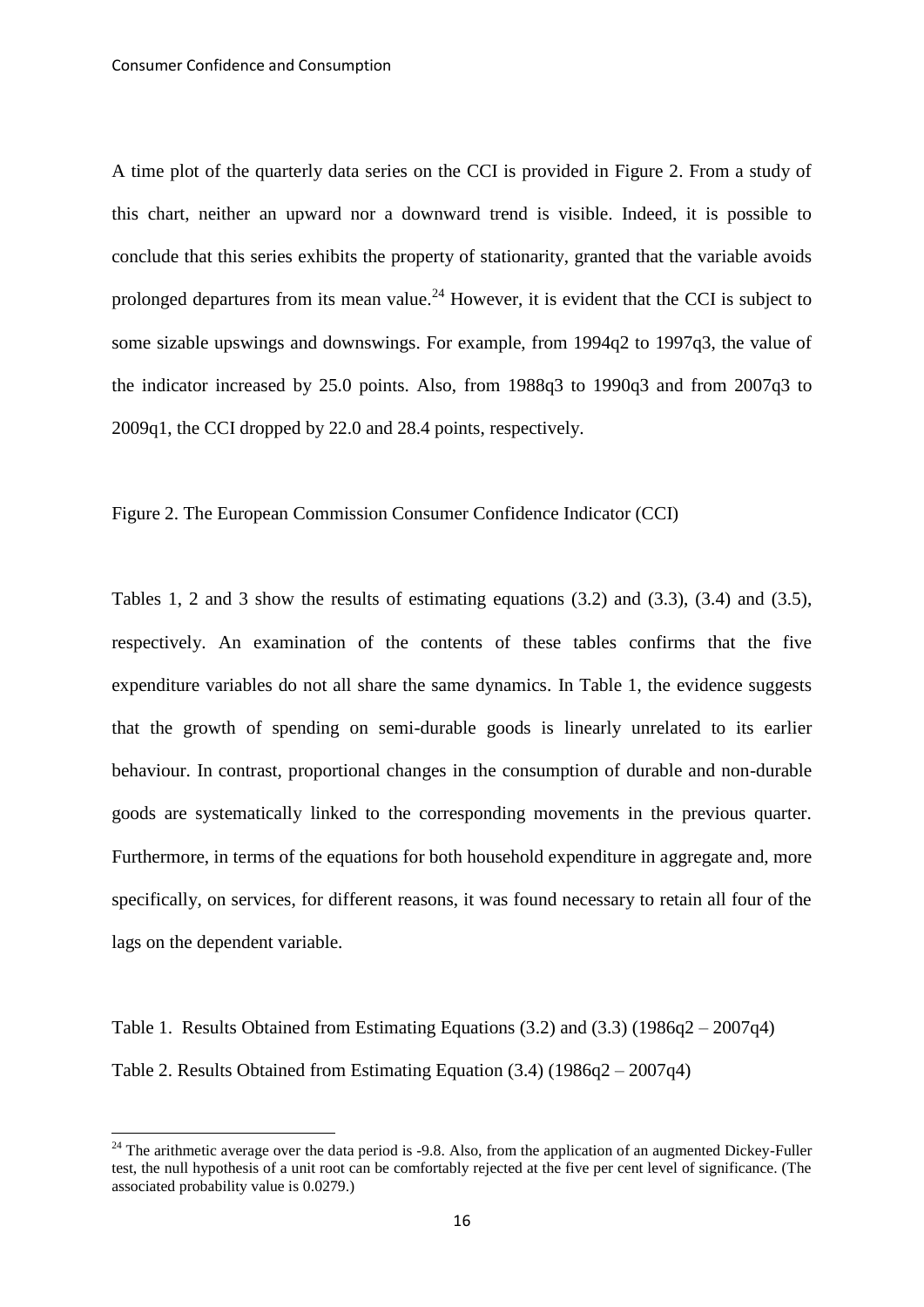A time plot of the quarterly data series on the CCI is provided in Figure 2. From a study of this chart, neither an upward nor a downward trend is visible. Indeed, it is possible to conclude that this series exhibits the property of stationarity, granted that the variable avoids prolonged departures from its mean value.[24] However, it is evident that the CCI is subject to some sizable upswings and downswings. For example, from 1994q2 to 1997q3, the value of the indicator increased by 25.0 points. Also, from 1988q3 to 1990q3 and from 2007q3 to 2009q1, the CCI dropped by 22.0 and 28.4 points, respectively.

Figure 2. The European Commission Consumer Confidence Indicator (CCI)

Tables 1, 2 and 3 show the results of estimating equations (3.2) and (3.3), (3.4) and (3.5), respectively. An examination of the contents of these tables confirms that the five expenditure variables do not all share the same dynamics. In Table 1, the evidence suggests that the growth of spending on semi-durable goods is linearly unrelated to its earlier behaviour. In contrast, proportional changes in the consumption of durable and non-durable goods are systematically linked to the corresponding movements in the previous quarter. Furthermore, in terms of the equations for both household expenditure in aggregate and, more specifically, on services, for different reasons, it was found necessary to retain all four of the lags on the dependent variable.

Table 1. Results Obtained from Estimating Equations (3.2) and (3.3) (1986q2 – 2007q4)

Table 2. Results Obtained from Estimating Equation (3.4) (1986q2 – 2007q4)

[24] The arithmetic average over the data period is -9.8. Also, from the application of an augmented Dickey-Fuller test, the null hypothesis of a unit root can be comfortably rejected at the five per cent level of significance. (The associated probability value is 0.0279.)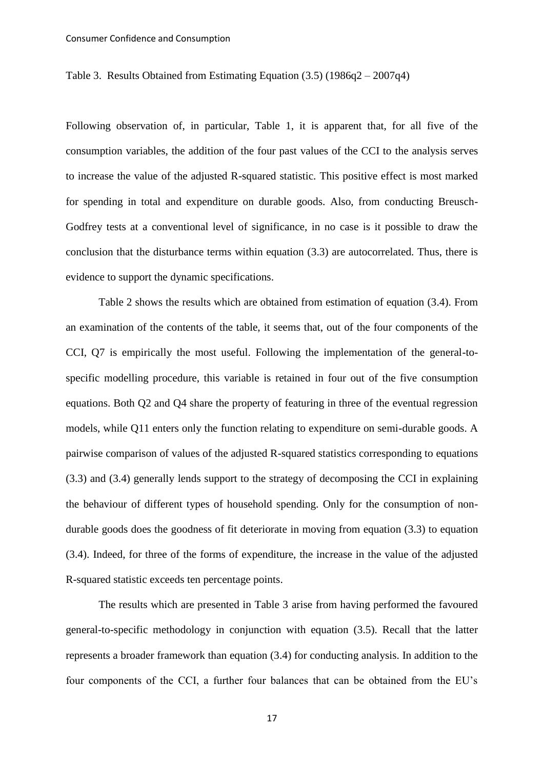Table 3. Results Obtained from Estimating Equation (3.5) (1986q2 – 2007q4)

Following observation of, in particular, Table 1, it is apparent that, for all five of the consumption variables, the addition of the four past values of the CCI to the analysis serves to increase the value of the adjusted R-squared statistic. This positive effect is most marked for spending in total and expenditure on durable goods. Also, from conducting Breusch-Godfrey tests at a conventional level of significance, in no case is it possible to draw the conclusion that the disturbance terms within equation (3.3) are autocorrelated. Thus, there is evidence to support the dynamic specifications.

Table 2 shows the results which are obtained from estimation of equation (3.4). From an examination of the contents of the table, it seems that, out of the four components of the CCI, Q7 is empirically the most useful. Following the implementation of the general-to-specific modelling procedure, this variable is retained in four out of the five consumption equations. Both Q2 and Q4 share the property of featuring in three of the eventual regression models, while Q11 enters only the function relating to expenditure on semi-durable goods. A pairwise comparison of values of the adjusted R-squared statistics corresponding to equations (3.3) and (3.4) generally lends support to the strategy of decomposing the CCI in explaining the behaviour of different types of household spending. Only for the consumption of non-durable goods does the goodness of fit deteriorate in moving from equation (3.3) to equation (3.4). Indeed, for three of the forms of expenditure, the increase in the value of the adjusted R-squared statistic exceeds ten percentage points.

The results which are presented in Table 3 arise from having performed the favoured general-to-specific methodology in conjunction with equation (3.5). Recall that the latter represents a broader framework than equation (3.4) for conducting analysis. In addition to the four components of the CCI, a further four balances that can be obtained from the EU's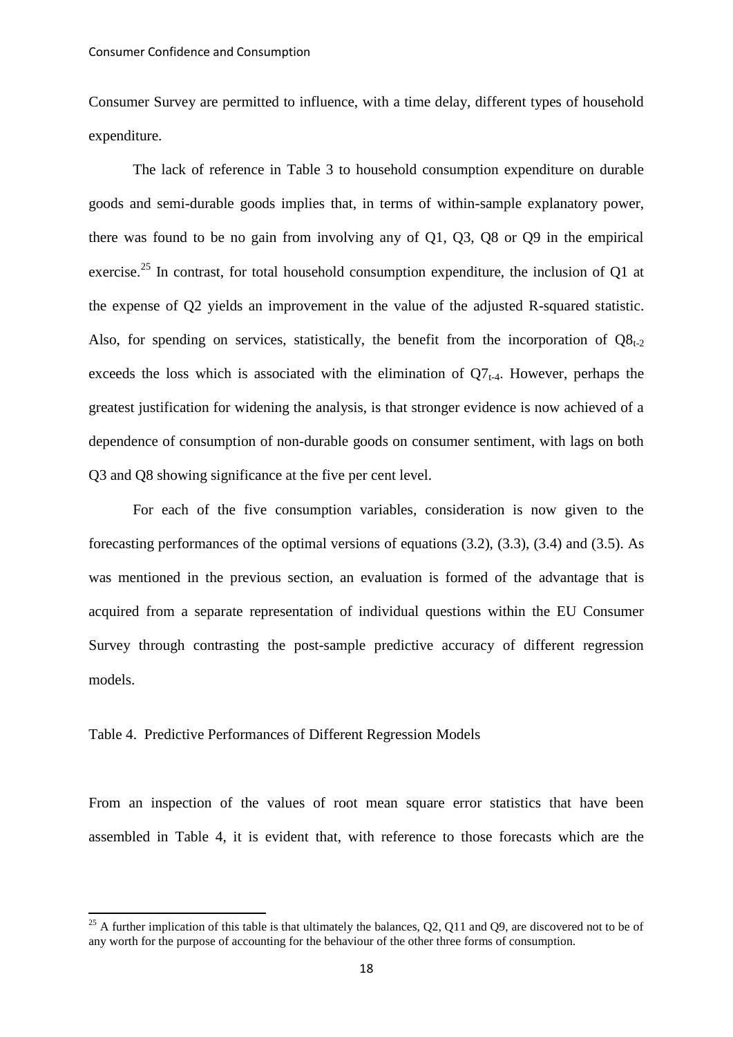Consumer Survey are permitted to influence, with a time delay, different types of household expenditure.

The lack of reference in Table 3 to household consumption expenditure on durable goods and semi-durable goods implies that, in terms of within-sample explanatory power, there was found to be no gain from involving any of Q1, Q3, Q8 or Q9 in the empirical exercise.[25] In contrast, for total household consumption expenditure, the inclusion of Q1 at the expense of Q2 yields an improvement in the value of the adjusted R-squared statistic. Also, for spending on services, statistically, the benefit from the incorporation of $Q8_{t-2}$ exceeds the loss which is associated with the elimination of $Q7_{t-4}$. However, perhaps the greatest justification for widening the analysis, is that stronger evidence is now achieved of a dependence of consumption of non-durable goods on consumer sentiment, with lags on both Q3 and Q8 showing significance at the five per cent level.

For each of the five consumption variables, consideration is now given to the forecasting performances of the optimal versions of equations (3.2), (3.3), (3.4) and (3.5). As was mentioned in the previous section, an evaluation is formed of the advantage that is acquired from a separate representation of individual questions within the EU Consumer Survey through contrasting the post-sample predictive accuracy of different regression models.

Table 4. Predictive Performances of Different Regression Models

From an inspection of the values of root mean square error statistics that have been assembled in Table 4, it is evident that, with reference to those forecasts which are the

[25] A further implication of this table is that ultimately the balances, Q2, Q11 and Q9, are discovered not to be of any worth for the purpose of accounting for the behaviour of the other three forms of consumption.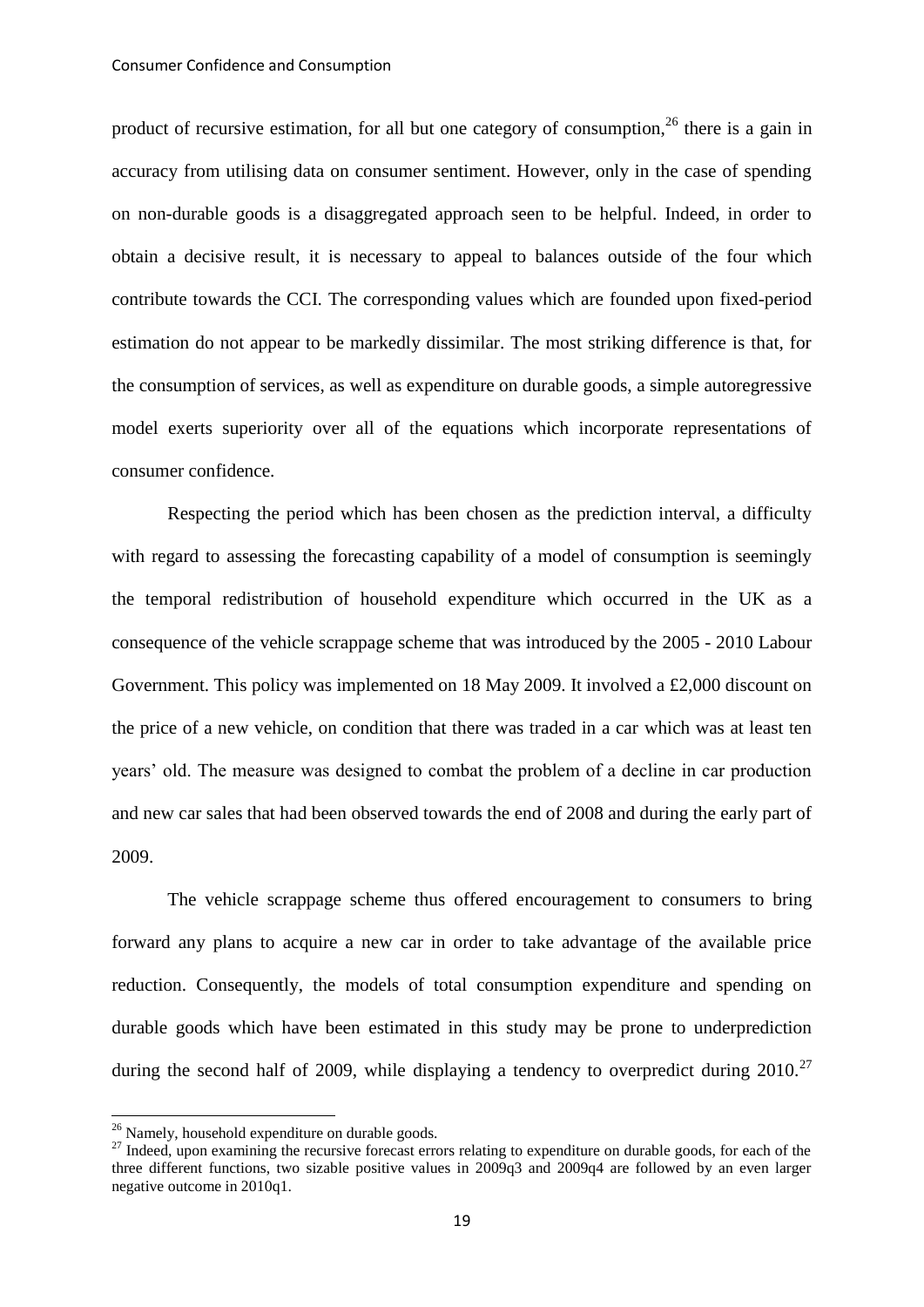product of recursive estimation, for all but one category of consumption,[26] there is a gain in accuracy from utilising data on consumer sentiment. However, only in the case of spending on non-durable goods is a disaggregated approach seen to be helpful. Indeed, in order to obtain a decisive result, it is necessary to appeal to balances outside of the four which contribute towards the CCI. The corresponding values which are founded upon fixed-period estimation do not appear to be markedly dissimilar. The most striking difference is that, for the consumption of services, as well as expenditure on durable goods, a simple autoregressive model exerts superiority over all of the equations which incorporate representations of consumer confidence.

Respecting the period which has been chosen as the prediction interval, a difficulty with regard to assessing the forecasting capability of a model of consumption is seemingly the temporal redistribution of household expenditure which occurred in the UK as a consequence of the vehicle scrappage scheme that was introduced by the 2005 - 2010 Labour Government. This policy was implemented on 18 May 2009. It involved a £2,000 discount on the price of a new vehicle, on condition that there was traded in a car which was at least ten years' old. The measure was designed to combat the problem of a decline in car production and new car sales that had been observed towards the end of 2008 and during the early part of 2009.

The vehicle scrappage scheme thus offered encouragement to consumers to bring forward any plans to acquire a new car in order to take advantage of the available price reduction. Consequently, the models of total consumption expenditure and spending on durable goods which have been estimated in this study may be prone to underprediction during the second half of 2009, while displaying a tendency to overpredict during 2010.[27]

[26] Namely, household expenditure on durable goods.

[27] Indeed, upon examining the recursive forecast errors relating to expenditure on durable goods, for each of the three different functions, two sizable positive values in 2009q3 and 2009q4 are followed by an even larger negative outcome in 2010q1.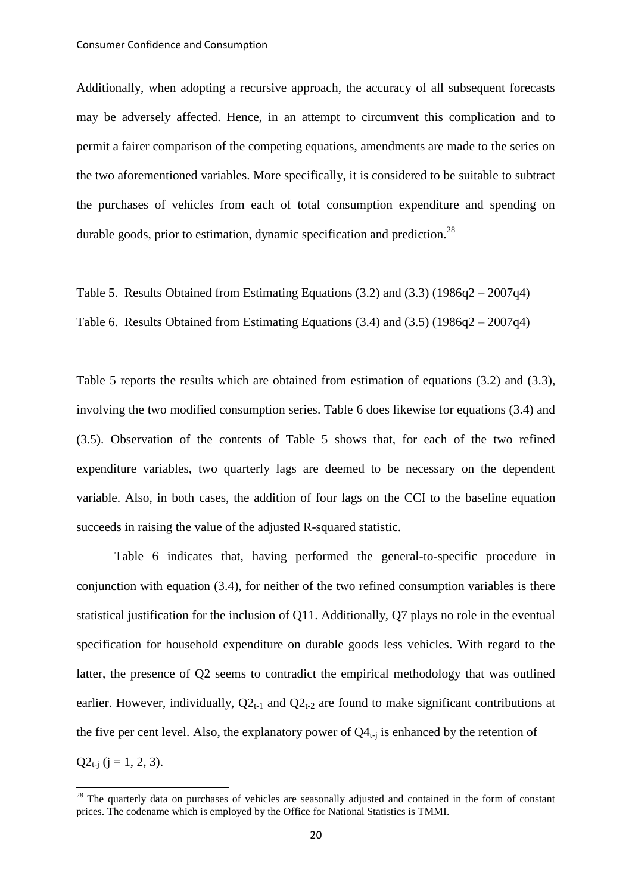Additionally, when adopting a recursive approach, the accuracy of all subsequent forecasts may be adversely affected. Hence, in an attempt to circumvent this complication and to permit a fairer comparison of the competing equations, amendments are made to the series on the two aforementioned variables. More specifically, it is considered to be suitable to subtract the purchases of vehicles from each of total consumption expenditure and spending on durable goods, prior to estimation, dynamic specification and prediction.[28]

Table 5. Results Obtained from Estimating Equations (3.2) and (3.3) (1986q2 – 2007q4)

Table 6. Results Obtained from Estimating Equations (3.4) and (3.5) (1986q2 – 2007q4)

Table 5 reports the results which are obtained from estimation of equations (3.2) and (3.3), involving the two modified consumption series. Table 6 does likewise for equations (3.4) and (3.5). Observation of the contents of Table 5 shows that, for each of the two refined expenditure variables, two quarterly lags are deemed to be necessary on the dependent variable. Also, in both cases, the addition of four lags on the CCI to the baseline equation succeeds in raising the value of the adjusted R-squared statistic.

Table 6 indicates that, having performed the general-to-specific procedure in conjunction with equation (3.4), for neither of the two refined consumption variables is there statistical justification for the inclusion of Q11. Additionally, Q7 plays no role in the eventual specification for household expenditure on durable goods less vehicles. With regard to the latter, the presence of Q2 seems to contradict the empirical methodology that was outlined earlier. However, individually, $Q2_{t-1}$ and $Q2_{t-2}$ are found to make significant contributions at the five per cent level. Also, the explanatory power of $Q4_{t-j}$ is enhanced by the retention of $Q2_{t-j}$ ($j = 1, 2, 3$).

[28] The quarterly data on purchases of vehicles are seasonally adjusted and contained in the form of constant prices. The codename which is employed by the Office for National Statistics is TMMI.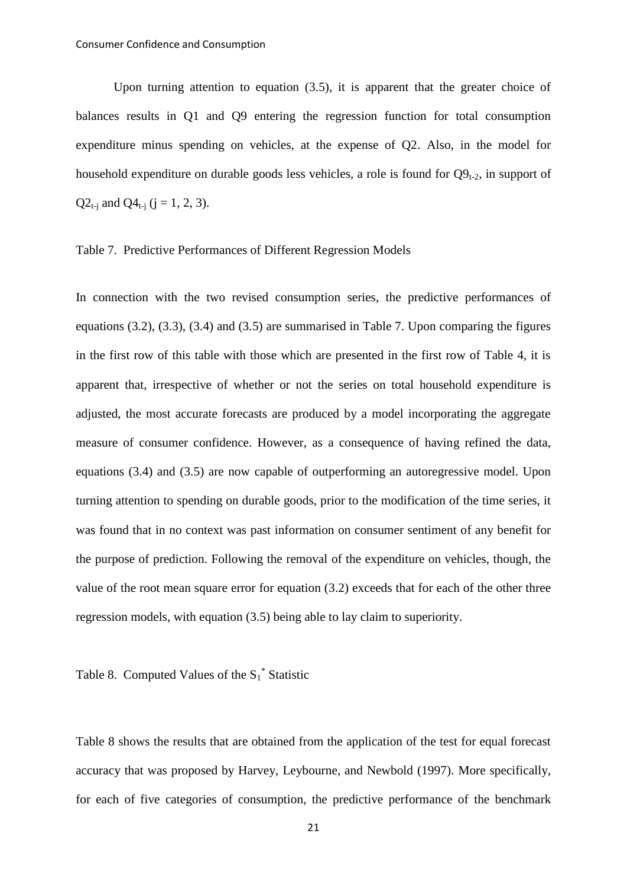Upon turning attention to equation (3.5), it is apparent that the greater choice of balances results in Q1 and Q9 entering the regression function for total consumption expenditure minus spending on vehicles, at the expense of Q2. Also, in the model for household expenditure on durable goods less vehicles, a role is found for $Q9_{t-2}$, in support of $Q2_{t-j}$ and $Q4_{t-j}$ ($j = 1, 2, 3$).

Table 7. Predictive Performances of Different Regression Models

In connection with the two revised consumption series, the predictive performances of equations (3.2), (3.3), (3.4) and (3.5) are summarised in Table 7. Upon comparing the figures in the first row of this table with those which are presented in the first row of Table 4, it is apparent that, irrespective of whether or not the series on total household expenditure is adjusted, the most accurate forecasts are produced by a model incorporating the aggregate measure of consumer confidence. However, as a consequence of having refined the data, equations (3.4) and (3.5) are now capable of outperforming an autoregressive model. Upon turning attention to spending on durable goods, prior to the modification of the time series, it was found that in no context was past information on consumer sentiment of any benefit for the purpose of prediction. Following the removal of the expenditure on vehicles, though, the value of the root mean square error for equation (3.2) exceeds that for each of the other three regression models, with equation (3.5) being able to lay claim to superiority.

Table 8. Computed Values of the $S_1^*$ Statistic

Table 8 shows the results that are obtained from the application of the test for equal forecast accuracy that was proposed by Harvey, Leybourne, and Newbold (1997). More specifically, for each of five categories of consumption, the predictive performance of the benchmark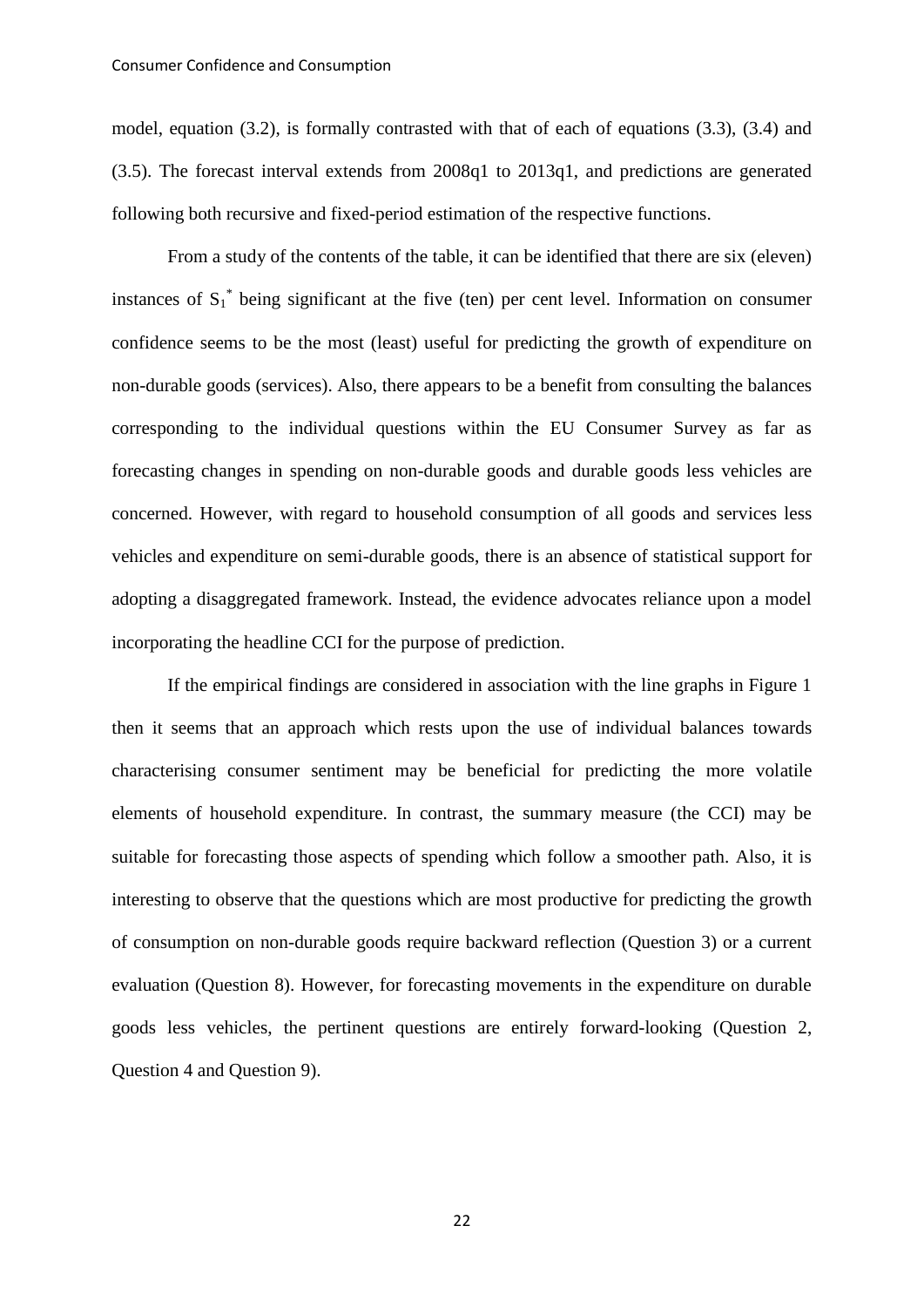model, equation (3.2), is formally contrasted with that of each of equations (3.3), (3.4) and (3.5). The forecast interval extends from 2008q1 to 2013q1, and predictions are generated following both recursive and fixed-period estimation of the respective functions.

From a study of the contents of the table, it can be identified that there are six (eleven) instances of $S_1^*$ being significant at the five (ten) per cent level. Information on consumer confidence seems to be the most (least) useful for predicting the growth of expenditure on non-durable goods (services). Also, there appears to be a benefit from consulting the balances corresponding to the individual questions within the EU Consumer Survey as far as forecasting changes in spending on non-durable goods and durable goods less vehicles are concerned. However, with regard to household consumption of all goods and services less vehicles and expenditure on semi-durable goods, there is an absence of statistical support for adopting a disaggregated framework. Instead, the evidence advocates reliance upon a model incorporating the headline CCI for the purpose of prediction.

If the empirical findings are considered in association with the line graphs in Figure 1 then it seems that an approach which rests upon the use of individual balances towards characterising consumer sentiment may be beneficial for predicting the more volatile elements of household expenditure. In contrast, the summary measure (the CCI) may be suitable for forecasting those aspects of spending which follow a smoother path. Also, it is interesting to observe that the questions which are most productive for predicting the growth of consumption on non-durable goods require backward reflection (Question 3) or a current evaluation (Question 8). However, for forecasting movements in the expenditure on durable goods less vehicles, the pertinent questions are entirely forward-looking (Question 2, Question 4 and Question 9).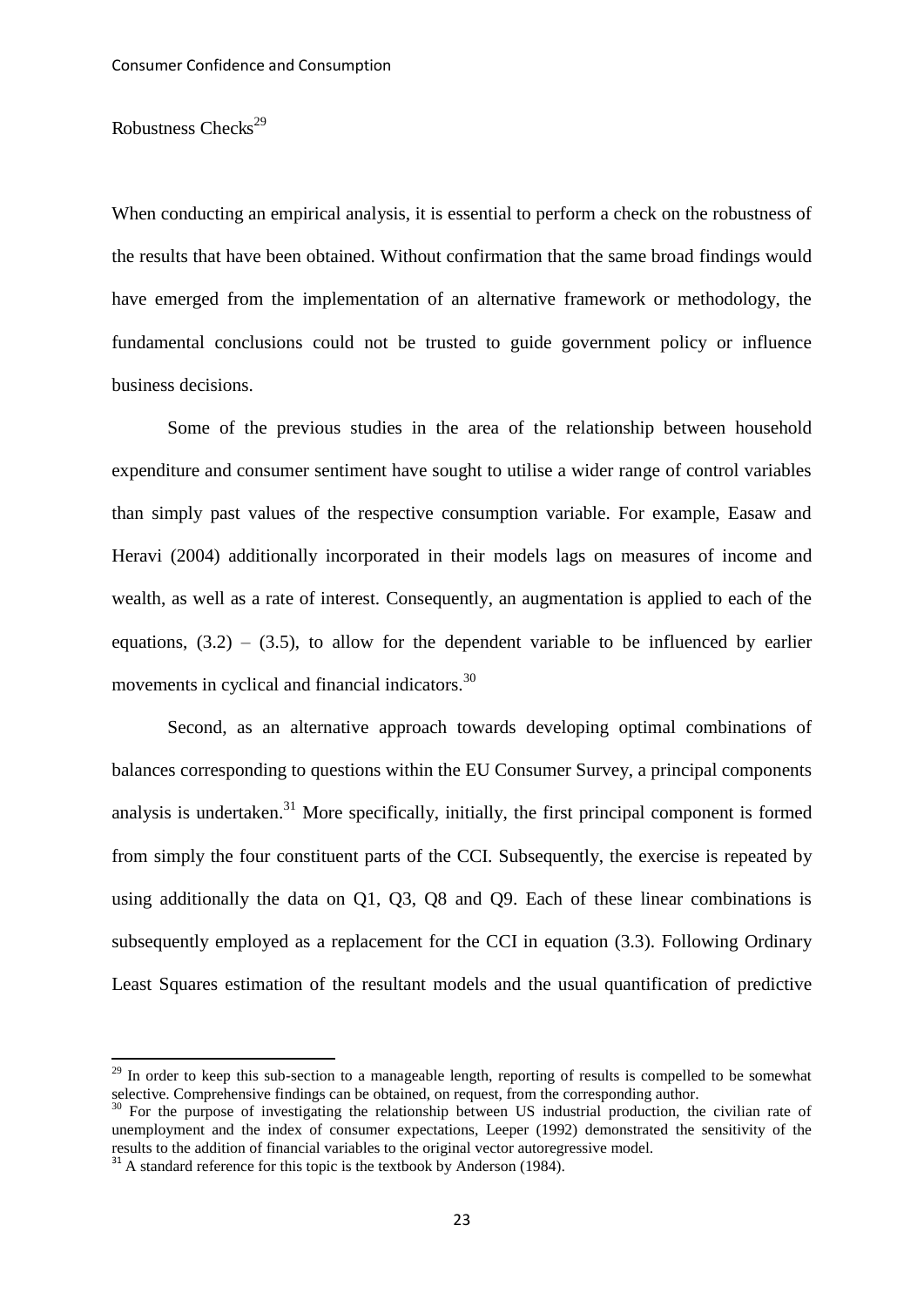Robustness Checks[29]

When conducting an empirical analysis, it is essential to perform a check on the robustness of the results that have been obtained. Without confirmation that the same broad findings would have emerged from the implementation of an alternative framework or methodology, the fundamental conclusions could not be trusted to guide government policy or influence business decisions.

Some of the previous studies in the area of the relationship between household expenditure and consumer sentiment have sought to utilise a wider range of control variables than simply past values of the respective consumption variable. For example, Easaw and Heravi (2004) additionally incorporated in their models lags on measures of income and wealth, as well as a rate of interest. Consequently, an augmentation is applied to each of the equations, (3.2) – (3.5), to allow for the dependent variable to be influenced by earlier movements in cyclical and financial indicators.[30]

Second, as an alternative approach towards developing optimal combinations of balances corresponding to questions within the EU Consumer Survey, a principal components analysis is undertaken.[31] More specifically, initially, the first principal component is formed from simply the four constituent parts of the CCI. Subsequently, the exercise is repeated by using additionally the data on Q1, Q3, Q8 and Q9. Each of these linear combinations is subsequently employed as a replacement for the CCI in equation (3.3). Following Ordinary Least Squares estimation of the resultant models and the usual quantification of predictive

---

[29] In order to keep this sub-section to a manageable length, reporting of results is compelled to be somewhat selective. Comprehensive findings can be obtained, on request, from the corresponding author.

[30] For the purpose of investigating the relationship between US industrial production, the civilian rate of unemployment and the index of consumer expectations, Leeper (1992) demonstrated the sensitivity of the results to the addition of financial variables to the original vector autoregressive model.

[31] A standard reference for this topic is the textbook by Anderson (1984).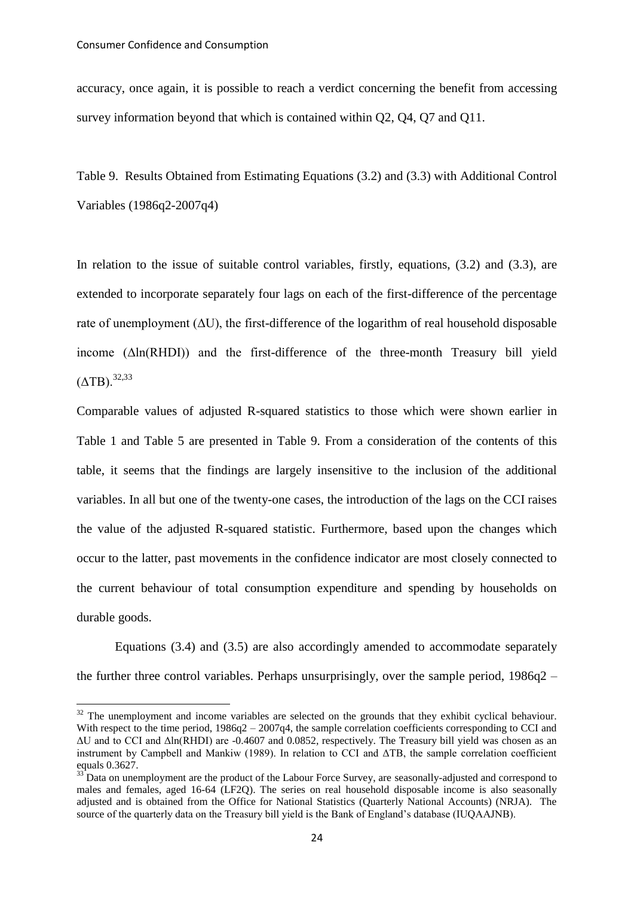accuracy, once again, it is possible to reach a verdict concerning the benefit from accessing survey information beyond that which is contained within Q2, Q4, Q7 and Q11.

Table 9. Results Obtained from Estimating Equations (3.2) and (3.3) with Additional Control Variables (1986q2-2007q4)

In relation to the issue of suitable control variables, firstly, equations, (3.2) and (3.3), are extended to incorporate separately four lags on each of the first-difference of the percentage rate of unemployment ($\Delta U$), the first-difference of the logarithm of real household disposable income ($\Delta \ln(RHDI)$) and the first-difference of the three-month Treasury bill yield ($\Delta TB$).[32,33]

Comparable values of adjusted R-squared statistics to those which were shown earlier in Table 1 and Table 5 are presented in Table 9. From a consideration of the contents of this table, it seems that the findings are largely insensitive to the inclusion of the additional variables. In all but one of the twenty-one cases, the introduction of the lags on the CCI raises the value of the adjusted R-squared statistic. Furthermore, based upon the changes which occur to the latter, past movements in the confidence indicator are most closely connected to the current behaviour of total consumption expenditure and spending by households on durable goods.

Equations (3.4) and (3.5) are also accordingly amended to accommodate separately the further three control variables. Perhaps unsurprisingly, over the sample period, 1986q2 –

[32] The unemployment and income variables are selected on the grounds that they exhibit cyclical behaviour. With respect to the time period, 1986q2 – 2007q4, the sample correlation coefficients corresponding to CCI and $\Delta U$ and to CCI and $\Delta \ln(RHDI)$ are -0.4607 and 0.0852, respectively. The Treasury bill yield was chosen as an instrument by Campbell and Mankiw (1989). In relation to CCI and $\Delta TB$, the sample correlation coefficient equals 0.3627.

[33] Data on unemployment are the product of the Labour Force Survey, are seasonally-adjusted and correspond to males and females, aged 16-64 (LF2Q). The series on real household disposable income is also seasonally adjusted and is obtained from the Office for National Statistics (Quarterly National Accounts) (NRJA). The source of the quarterly data on the Treasury bill yield is the Bank of England's database (IUQAAJNB).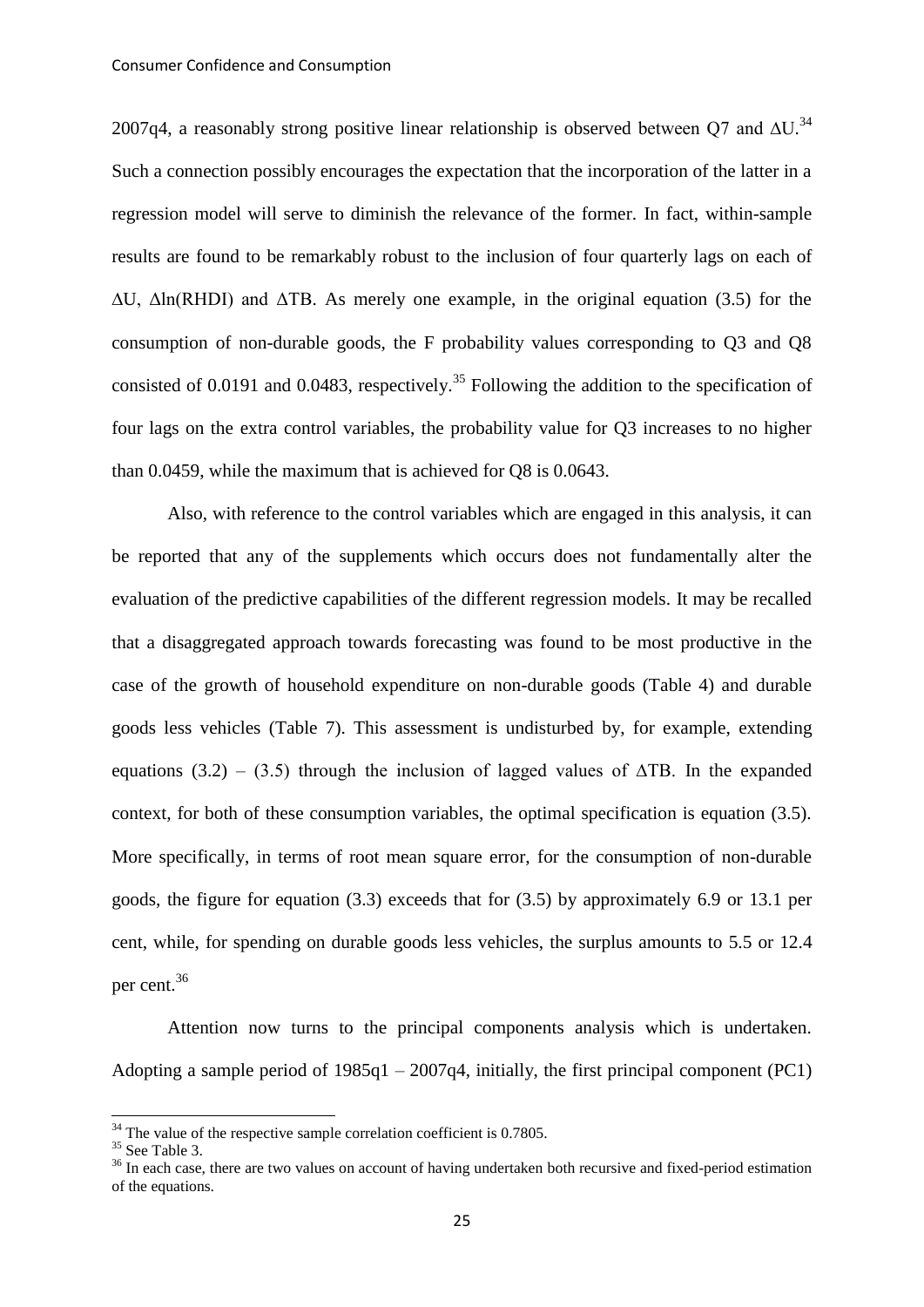2007q4, a reasonably strong positive linear relationship is observed between Q7 and $\Delta U$.[34] Such a connection possibly encourages the expectation that the incorporation of the latter in a regression model will serve to diminish the relevance of the former. In fact, within-sample results are found to be remarkably robust to the inclusion of four quarterly lags on each of $\Delta U$, $\Delta \ln(RHDI)$ and $\Delta TB$. As merely one example, in the original equation (3.5) for the consumption of non-durable goods, the F probability values corresponding to Q3 and Q8 consisted of 0.0191 and 0.0483, respectively.[35] Following the addition to the specification of four lags on the extra control variables, the probability value for Q3 increases to no higher than 0.0459, while the maximum that is achieved for Q8 is 0.0643.

Also, with reference to the control variables which are engaged in this analysis, it can be reported that any of the supplements which occurs does not fundamentally alter the evaluation of the predictive capabilities of the different regression models. It may be recalled that a disaggregated approach towards forecasting was found to be most productive in the case of the growth of household expenditure on non-durable goods (Table 4) and durable goods less vehicles (Table 7). This assessment is undisturbed by, for example, extending equations (3.2) – (3.5) through the inclusion of lagged values of $\Delta TB$. In the expanded context, for both of these consumption variables, the optimal specification is equation (3.5). More specifically, in terms of root mean square error, for the consumption of non-durable goods, the figure for equation (3.3) exceeds that for (3.5) by approximately 6.9 or 13.1 per cent, while, for spending on durable goods less vehicles, the surplus amounts to 5.5 or 12.4 per cent.[36]

Attention now turns to the principal components analysis which is undertaken. Adopting a sample period of 1985q1 – 2007q4, initially, the first principal component (PC1)

---

[34] The value of the respective sample correlation coefficient is 0.7805.

[35] See Table 3.

[36] In each case, there are two values on account of having undertaken both recursive and fixed-period estimation of the equations.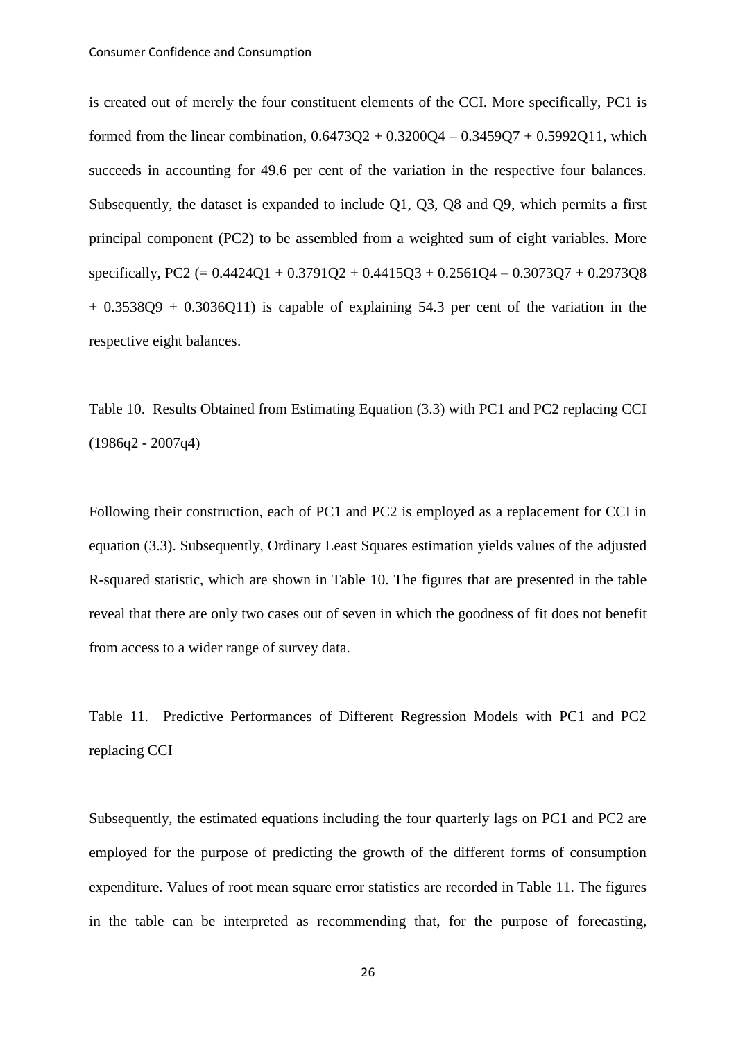is created out of merely the four constituent elements of the CCI. More specifically, PC1 is formed from the linear combination, $0.6473Q2 + 0.3200Q4 - 0.3459Q7 + 0.5992Q11$, which succeeds in accounting for 49.6 per cent of the variation in the respective four balances. Subsequently, the dataset is expanded to include Q1, Q3, Q8 and Q9, which permits a first principal component (PC2) to be assembled from a weighted sum of eight variables. More specifically, PC2 ($= 0.4424Q1 + 0.3791Q2 + 0.4415Q3 + 0.2561Q4 - 0.3073Q7 + 0.2973Q8 + 0.3538Q9 + 0.3036Q11$) is capable of explaining 54.3 per cent of the variation in the respective eight balances.

Table 10. Results Obtained from Estimating Equation (3.3) with PC1 and PC2 replacing CCI (1986q2 - 2007q4)

Following their construction, each of PC1 and PC2 is employed as a replacement for CCI in equation (3.3). Subsequently, Ordinary Least Squares estimation yields values of the adjusted R-squared statistic, which are shown in Table 10. The figures that are presented in the table reveal that there are only two cases out of seven in which the goodness of fit does not benefit from access to a wider range of survey data.

Table 11. Predictive Performances of Different Regression Models with PC1 and PC2 replacing CCI

Subsequently, the estimated equations including the four quarterly lags on PC1 and PC2 are employed for the purpose of predicting the growth of the different forms of consumption expenditure. Values of root mean square error statistics are recorded in Table 11. The figures in the table can be interpreted as recommending that, for the purpose of forecasting,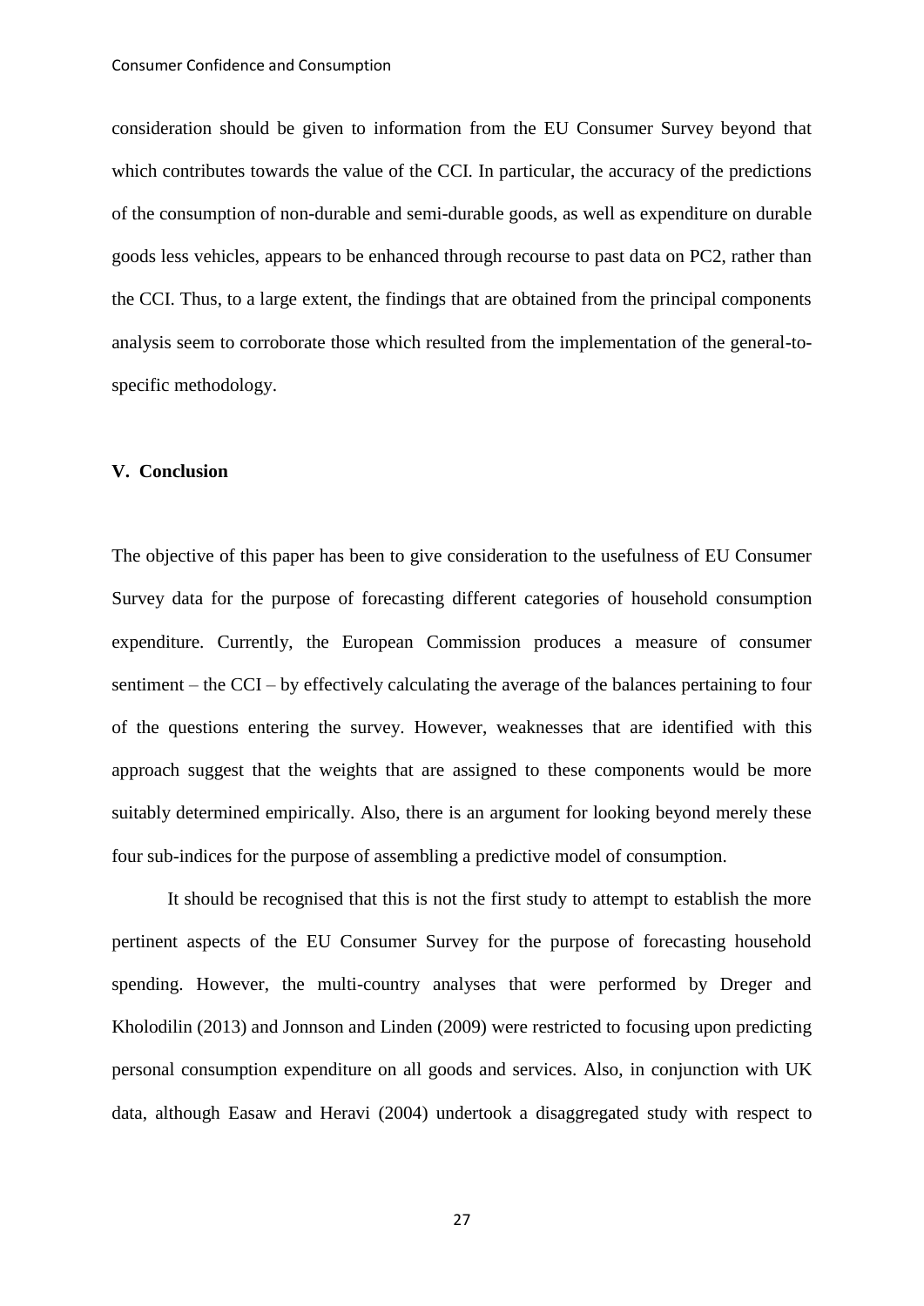consideration should be given to information from the EU Consumer Survey beyond that which contributes towards the value of the CCI. In particular, the accuracy of the predictions of the consumption of non-durable and semi-durable goods, as well as expenditure on durable goods less vehicles, appears to be enhanced through recourse to past data on PC2, rather than the CCI. Thus, to a large extent, the findings that are obtained from the principal components analysis seem to corroborate those which resulted from the implementation of the general-to-specific methodology.

## V. Conclusion

The objective of this paper has been to give consideration to the usefulness of EU Consumer Survey data for the purpose of forecasting different categories of household consumption expenditure. Currently, the European Commission produces a measure of consumer sentiment – the CCI – by effectively calculating the average of the balances pertaining to four of the questions entering the survey. However, weaknesses that are identified with this approach suggest that the weights that are assigned to these components would be more suitably determined empirically. Also, there is an argument for looking beyond merely these four sub-indices for the purpose of assembling a predictive model of consumption.

It should be recognised that this is not the first study to attempt to establish the more pertinent aspects of the EU Consumer Survey for the purpose of forecasting household spending. However, the multi-country analyses that were performed by Dreger and Kholodilin (2013) and Jonnson and Linden (2009) were restricted to focusing upon predicting personal consumption expenditure on all goods and services. Also, in conjunction with UK data, although Easaw and Heravi (2004) undertook a disaggregated study with respect to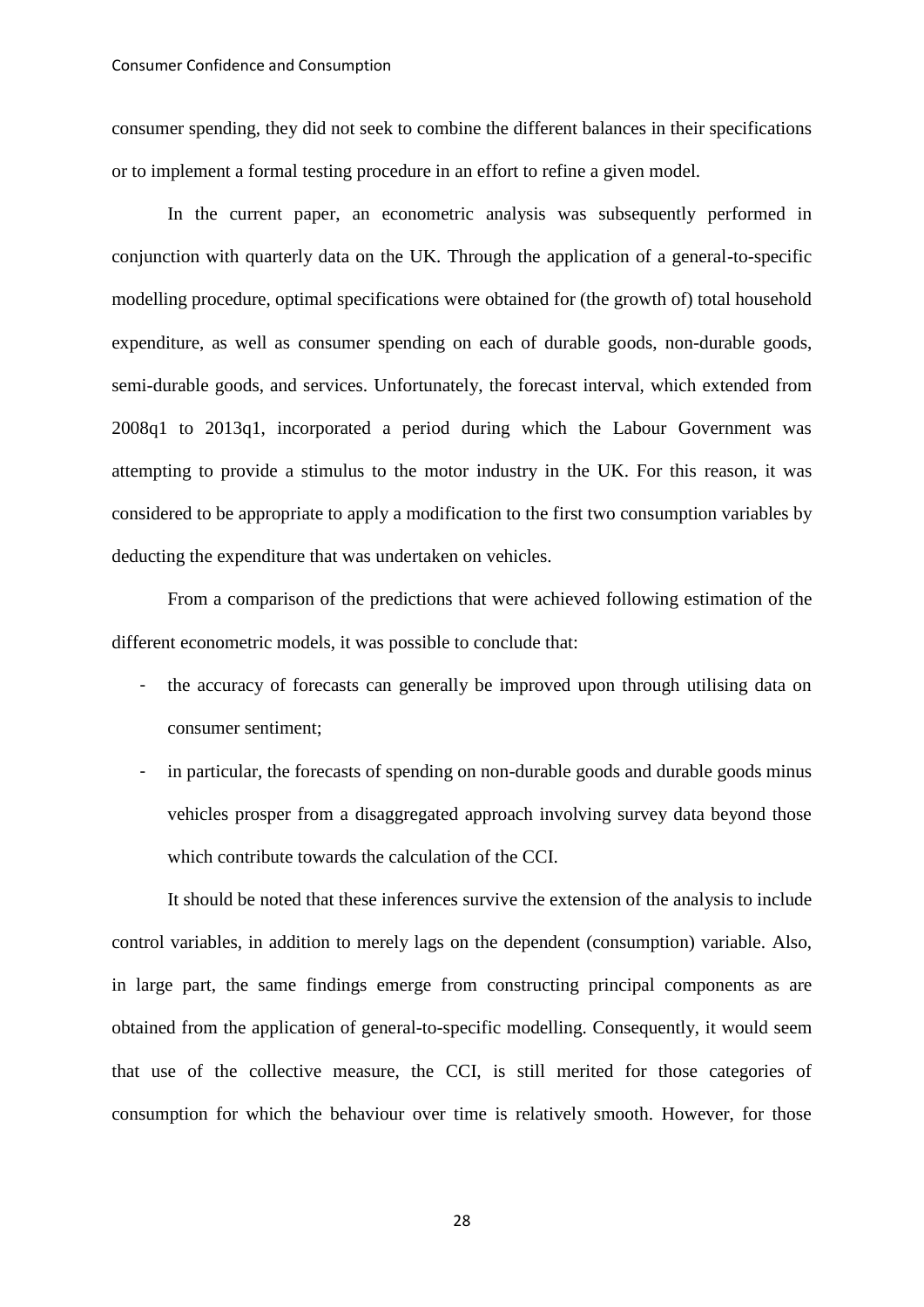consumer spending, they did not seek to combine the different balances in their specifications or to implement a formal testing procedure in an effort to refine a given model.

In the current paper, an econometric analysis was subsequently performed in conjunction with quarterly data on the UK. Through the application of a general-to-specific modelling procedure, optimal specifications were obtained for (the growth of) total household expenditure, as well as consumer spending on each of durable goods, non-durable goods, semi-durable goods, and services. Unfortunately, the forecast interval, which extended from 2008q1 to 2013q1, incorporated a period during which the Labour Government was attempting to provide a stimulus to the motor industry in the UK. For this reason, it was considered to be appropriate to apply a modification to the first two consumption variables by deducting the expenditure that was undertaken on vehicles.

From a comparison of the predictions that were achieved following estimation of the different econometric models, it was possible to conclude that:

- the accuracy of forecasts can generally be improved upon through utilising data on consumer sentiment;
- in particular, the forecasts of spending on non-durable goods and durable goods minus vehicles prosper from a disaggregated approach involving survey data beyond those which contribute towards the calculation of the CCI.

It should be noted that these inferences survive the extension of the analysis to include control variables, in addition to merely lags on the dependent (consumption) variable. Also, in large part, the same findings emerge from constructing principal components as are obtained from the application of general-to-specific modelling. Consequently, it would seem that use of the collective measure, the CCI, is still merited for those categories of consumption for which the behaviour over time is relatively smooth. However, for those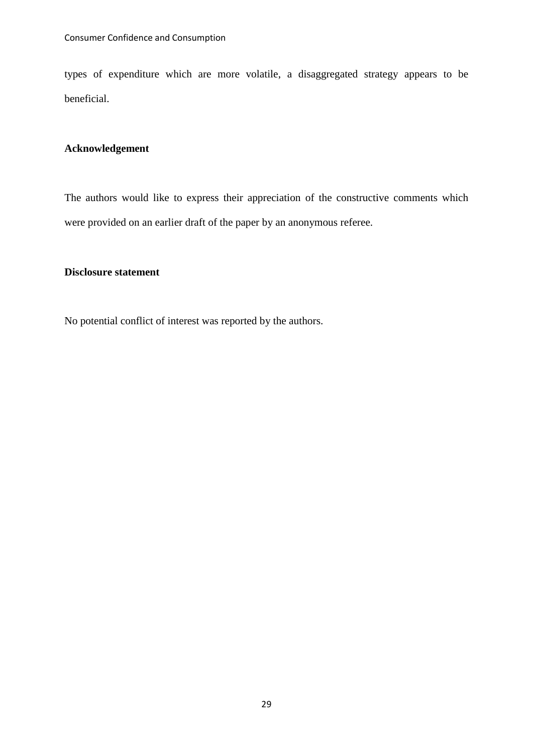types of expenditure which are more volatile, a disaggregated strategy appears to be beneficial.

**Acknowledgement**

The authors would like to express their appreciation of the constructive comments which were provided on an earlier draft of the paper by an anonymous referee.

**Disclosure statement**

No potential conflict of interest was reported by the authors.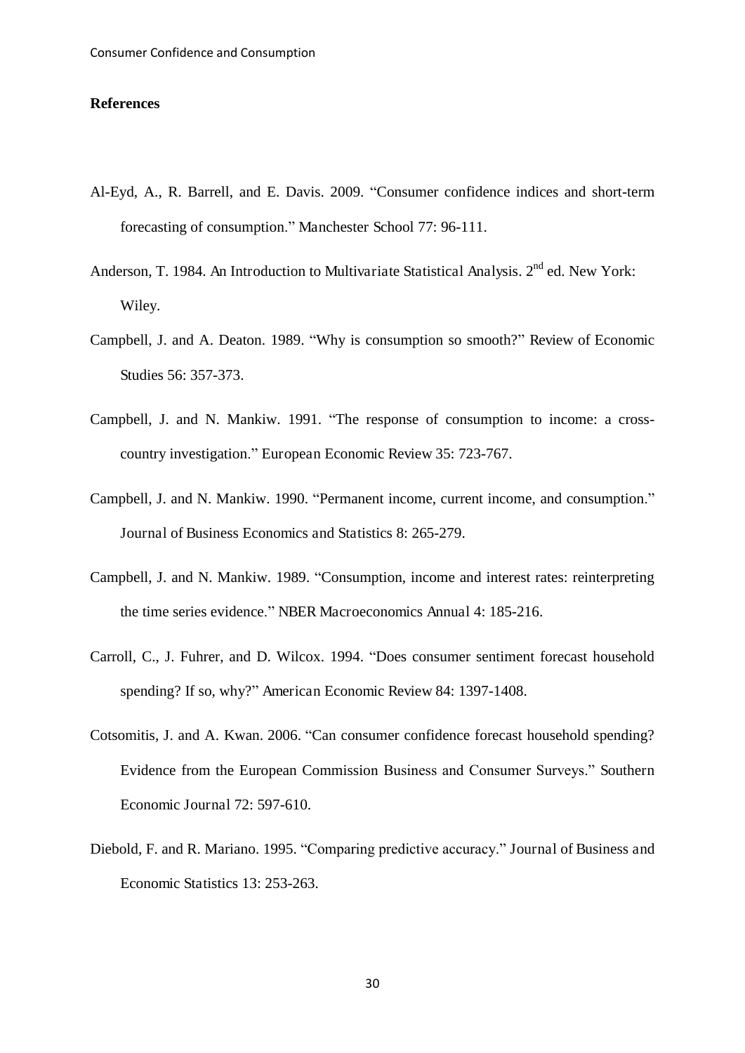## References

Al-Eyd, A., R. Barrell, and E. Davis. 2009. "Consumer confidence indices and short-term forecasting of consumption." Manchester School 77: 96-111.

Anderson, T. 1984. An Introduction to Multivariate Statistical Analysis. 2nd ed. New York: Wiley.

Campbell, J. and A. Deaton. 1989. "Why is consumption so smooth?" Review of Economic Studies 56: 357-373.

Campbell, J. and N. Mankiw. 1991. "The response of consumption to income: a cross-country investigation." European Economic Review 35: 723-767.

Campbell, J. and N. Mankiw. 1990. "Permanent income, current income, and consumption." Journal of Business Economics and Statistics 8: 265-279.

Campbell, J. and N. Mankiw. 1989. "Consumption, income and interest rates: reinterpreting the time series evidence." NBER Macroeconomics Annual 4: 185-216.

Carroll, C., J. Fuhrer, and D. Wilcox. 1994. "Does consumer sentiment forecast household spending? If so, why?" American Economic Review 84: 1397-1408.

Cotsomitis, J. and A. Kwan. 2006. "Can consumer confidence forecast household spending? Evidence from the European Commission Business and Consumer Surveys." Southern Economic Journal 72: 597-610.

Diebold, F. and R. Mariano. 1995. "Comparing predictive accuracy." Journal of Business and Economic Statistics 13: 253-263.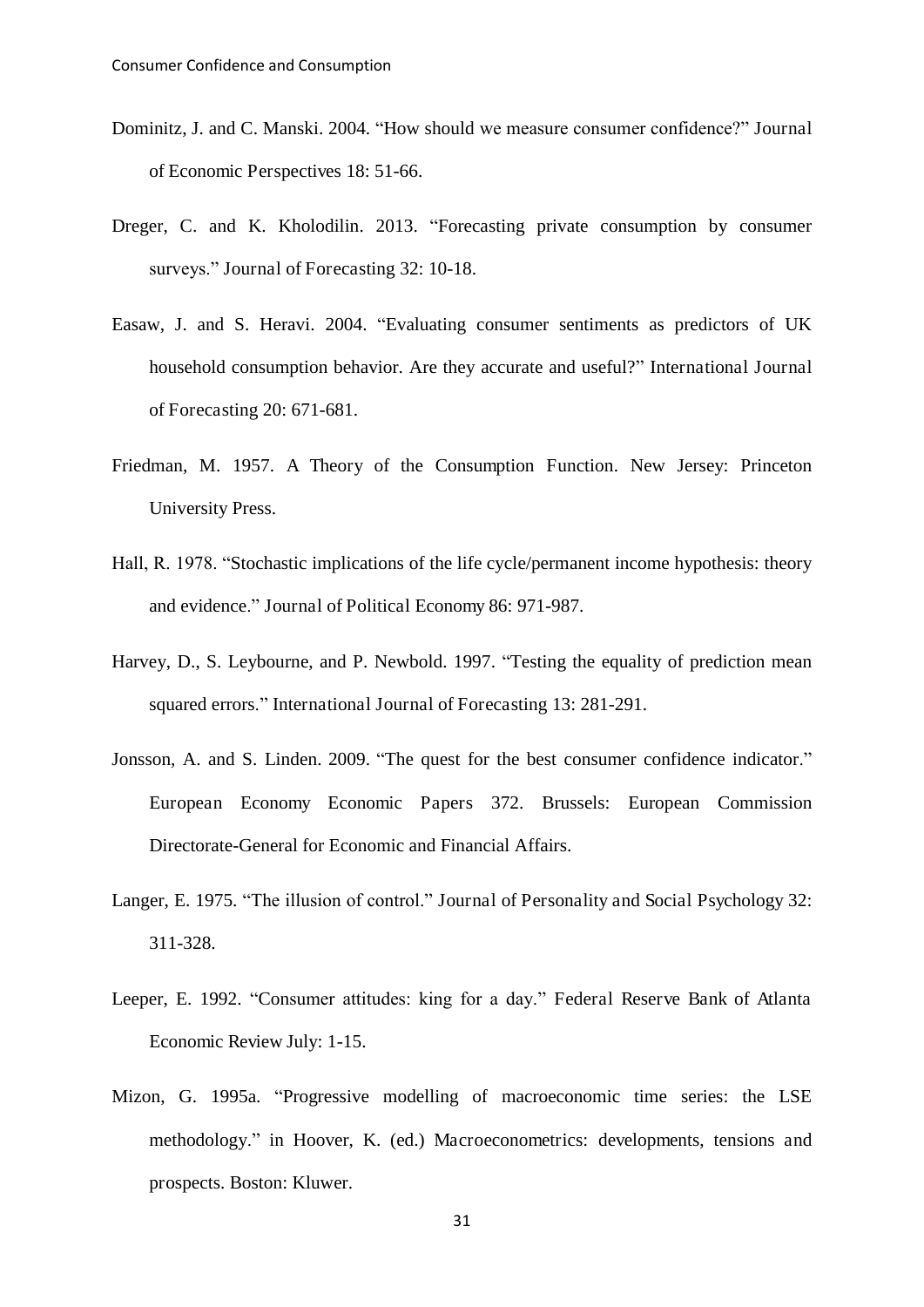Dominitz, J. and C. Manski. 2004. "How should we measure consumer confidence?" Journal of Economic Perspectives 18: 51-66.

Dreger, C. and K. Kholodilin. 2013. "Forecasting private consumption by consumer surveys." Journal of Forecasting 32: 10-18.

Easaw, J. and S. Heravi. 2004. "Evaluating consumer sentiments as predictors of UK household consumption behavior. Are they accurate and useful?" International Journal of Forecasting 20: 671-681.

Friedman, M. 1957. A Theory of the Consumption Function. New Jersey: Princeton University Press.

Hall, R. 1978. "Stochastic implications of the life cycle/permanent income hypothesis: theory and evidence." Journal of Political Economy 86: 971-987.

Harvey, D., S. Leybourne, and P. Newbold. 1997. "Testing the equality of prediction mean squared errors." International Journal of Forecasting 13: 281-291.

Jonsson, A. and S. Linden. 2009. "The quest for the best consumer confidence indicator." European Economy Economic Papers 372. Brussels: European Commission Directorate-General for Economic and Financial Affairs.

Langer, E. 1975. "The illusion of control." Journal of Personality and Social Psychology 32: 311-328.

Leeper, E. 1992. "Consumer attitudes: king for a day." Federal Reserve Bank of Atlanta Economic Review July: 1-15.

Mizon, G. 1995a. "Progressive modelling of macroeconomic time series: the LSE methodology." in Hoover, K. (ed.) Macroeconometrics: developments, tensions and prospects. Boston: Kluwer.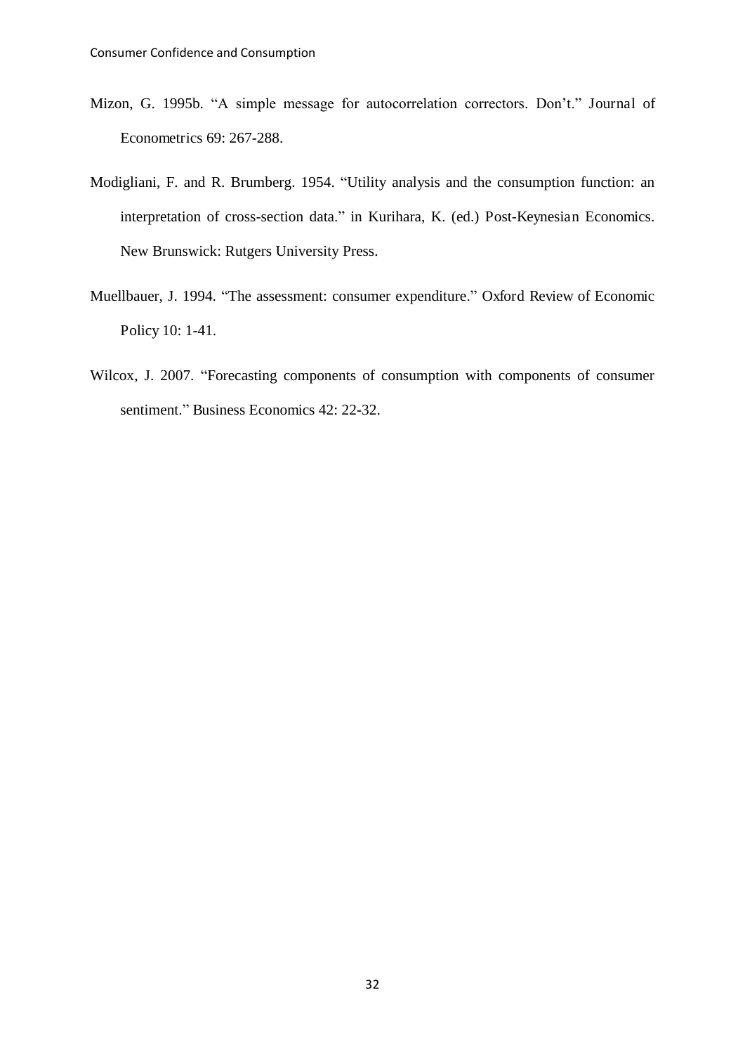Mizon, G. 1995b. “A simple message for autocorrelation correctors. Don’t.” Journal of Econometrics 69: 267-288.

Modigliani, F. and R. Brumberg. 1954. “Utility analysis and the consumption function: an interpretation of cross-section data.” in Kurihara, K. (ed.) Post-Keynesian Economics. New Brunswick: Rutgers University Press.

Muellbauer, J. 1994. “The assessment: consumer expenditure.” Oxford Review of Economic Policy 10: 1-41.

Wilcox, J. 2007. “Forecasting components of consumption with components of consumer sentiment.” Business Economics 42: 22-32.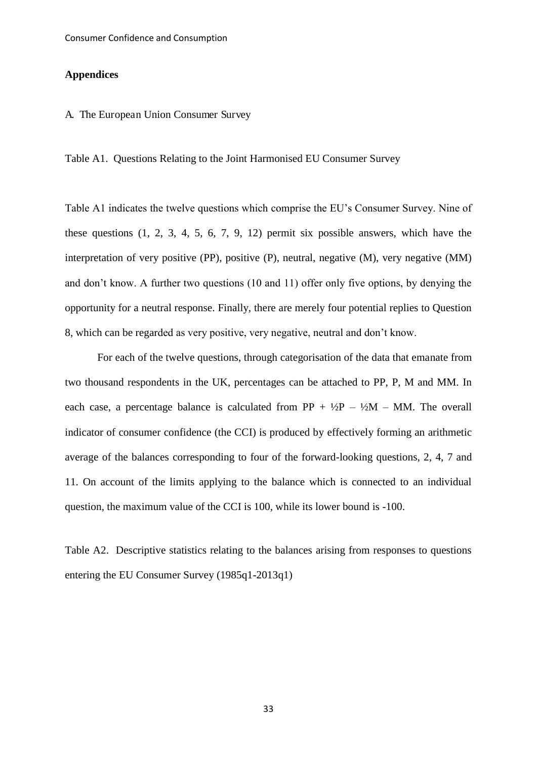## Appendices

A. The European Union Consumer Survey

Table A1. Questions Relating to the Joint Harmonised EU Consumer Survey

Table A1 indicates the twelve questions which comprise the EU's Consumer Survey. Nine of these questions (1, 2, 3, 4, 5, 6, 7, 9, 12) permit six possible answers, which have the interpretation of very positive (PP), positive (P), neutral, negative (M), very negative (MM) and don't know. A further two questions (10 and 11) offer only five options, by denying the opportunity for a neutral response. Finally, there are merely four potential replies to Question 8, which can be regarded as very positive, very negative, neutral and don't know.

For each of the twelve questions, through categorisation of the data that emanate from two thousand respondents in the UK, percentages can be attached to PP, P, M and MM. In each case, a percentage balance is calculated from PP + ½P – ½M – MM. The overall indicator of consumer confidence (the CCI) is produced by effectively forming an arithmetic average of the balances corresponding to four of the forward-looking questions, 2, 4, 7 and 11. On account of the limits applying to the balance which is connected to an individual question, the maximum value of the CCI is 100, while its lower bound is -100.

Table A2. Descriptive statistics relating to the balances arising from responses to questions entering the EU Consumer Survey (1985q1-2013q1)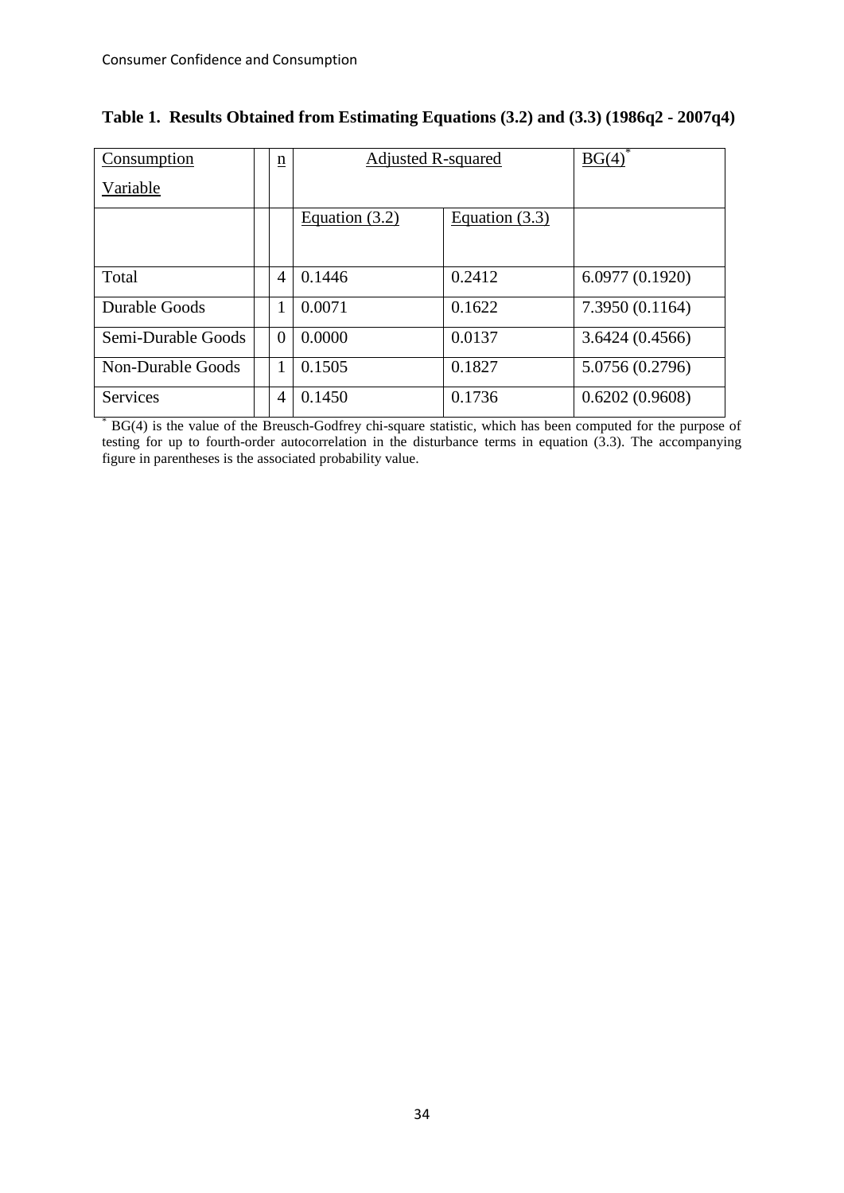**Table 1. Results Obtained from Estimating Equations (3.2) and (3.3) (1986q2 - 2007q4)**

| Consumption Variable | n | Adjusted R-squared | | BG(4)* |
|---|---|---|---|---|
| | | Equation (3.2) | Equation (3.3) | |
| Total | 4 | 0.1446 | 0.2412 | 6.0977 (0.1920) |
| Durable Goods | 1 | 0.0071 | 0.1622 | 7.3950 (0.1164) |
| Semi-Durable Goods | 0 | 0.0000 | 0.0137 | 3.6424 (0.4566) |
| Non-Durable Goods | 1 | 0.1505 | 0.1827 | 5.0756 (0.2796) |
| Services | 4 | 0.1450 | 0.1736 | 0.6202 (0.9608) |

* BG(4) is the value of the Breusch-Godfrey chi-square statistic, which has been computed for the purpose of testing for up to fourth-order autocorrelation in the disturbance terms in equation (3.3). The accompanying figure in parentheses is the associated probability value.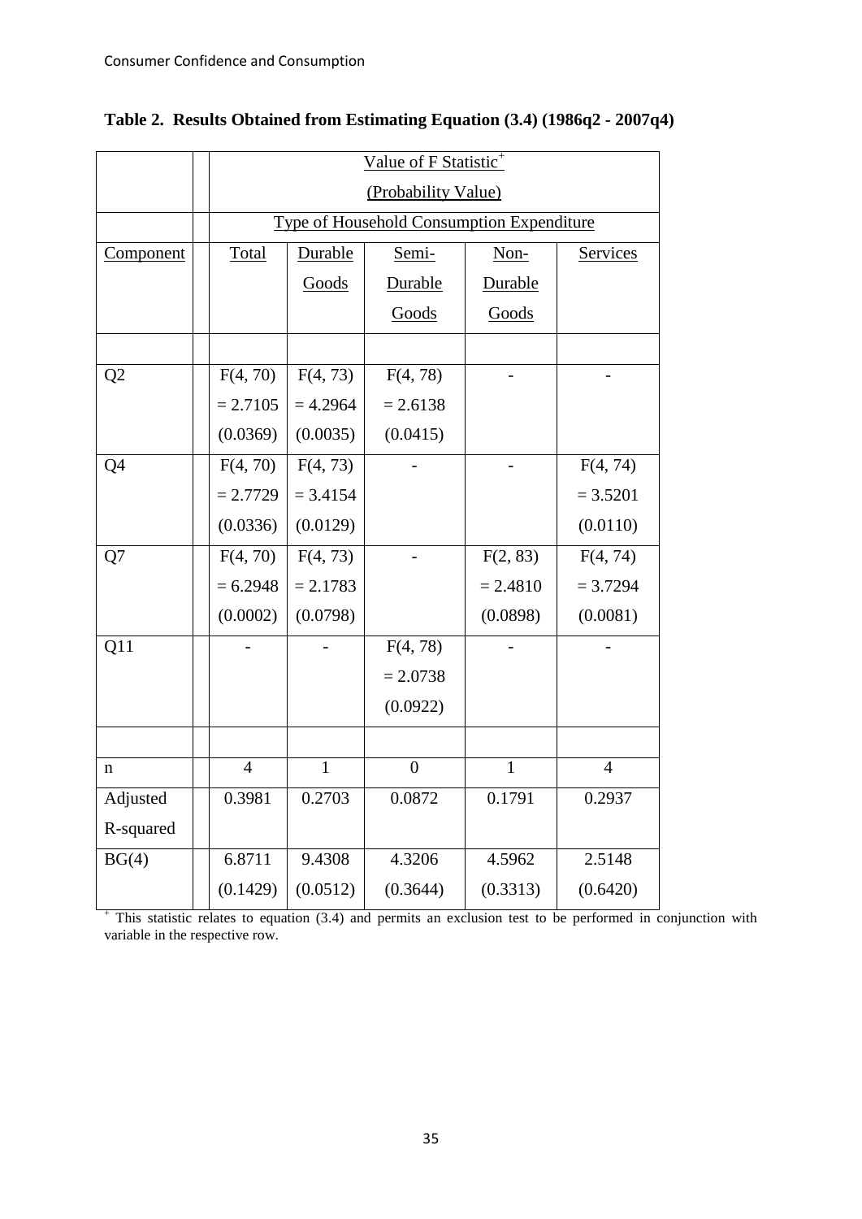**Table 2. Results Obtained from Estimating Equation (3.4) (1986q2 - 2007q4)**

| | Value of F Statistic[+] (Probability Value) | | | | |
|---|---|---|---|---|---|
| | Type of Household Consumption Expenditure | | | | |
| Component | Total | Durable Goods | Semi-Durable Goods | Non-Durable Goods | Services |
| Q2 | $F(4, 70) = 2.7105$ (0.0369) | $F(4, 73) = 4.2964$ (0.0035) | $F(4, 78) = 2.6138$ (0.0415) | - | - |
| Q4 | $F(4, 70) = 2.7729$ (0.0336) | $F(4, 73) = 3.4154$ (0.0129) | - | - | $F(4, 74) = 3.5201$ (0.0110) |
| Q7 | $F(4, 70) = 6.2948$ (0.0002) | $F(4, 73) = 2.1783$ (0.0798) | - | $F(2, 83) = 2.4810$ (0.0898) | $F(4, 74) = 3.7294$ (0.0081) |
| Q11 | - | - | $F(4, 78) = 2.0738$ (0.0922) | - | - |
| n | 4 | 1 | 0 | 1 | 4 |
| Adjusted R-squared | 0.3981 | 0.2703 | 0.0872 | 0.1791 | 0.2937 |
| BG(4) | 6.8711 (0.1429) | 9.4308 (0.0512) | 4.3206 (0.3644) | 4.5962 (0.3313) | 2.5148 (0.6420) |

[+] This statistic relates to equation (3.4) and permits an exclusion test to be performed in conjunction with variable in the respective row.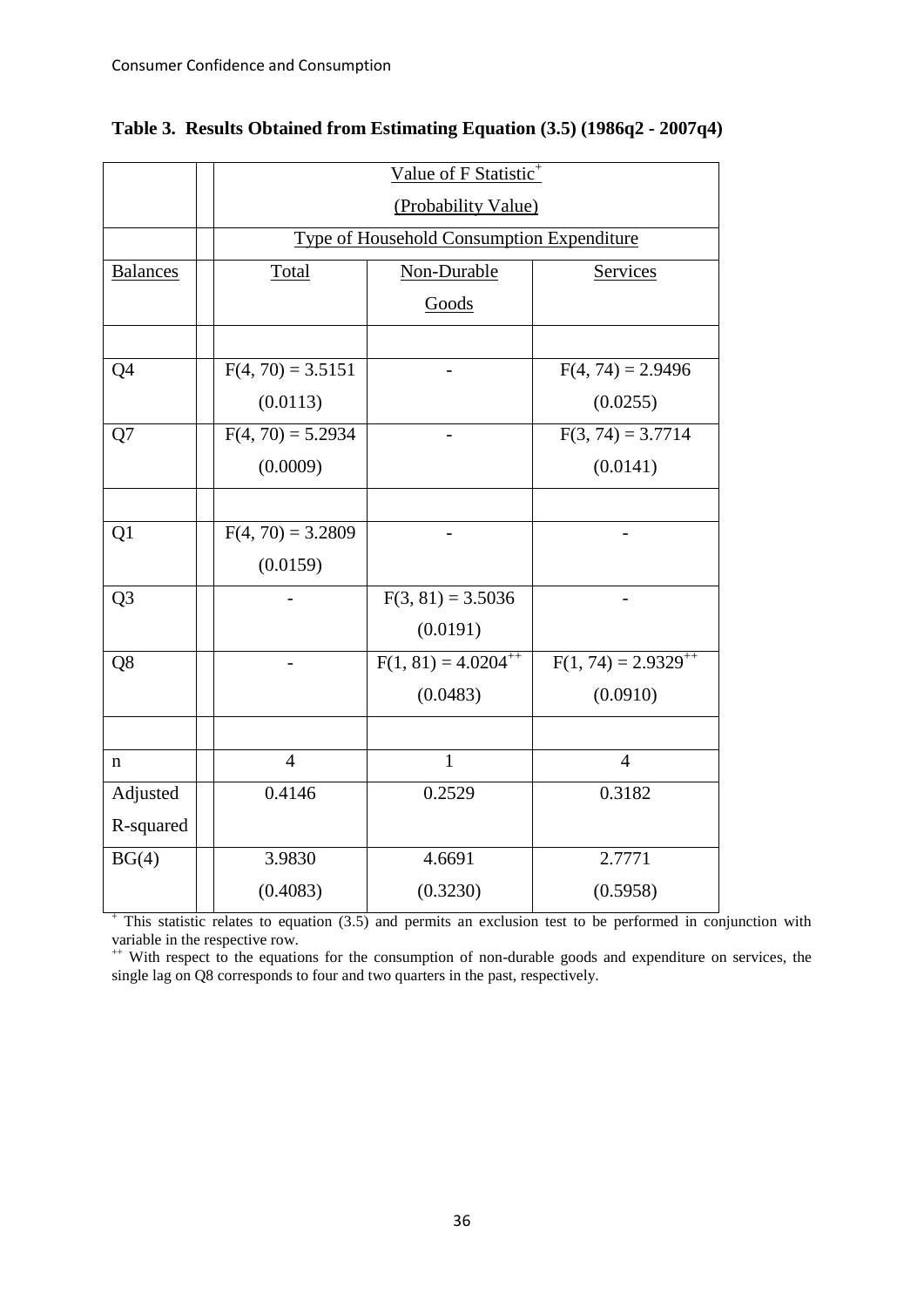**Table 3. Results Obtained from Estimating Equation (3.5) (1986q2 - 2007q4)**

| | Value of F Statistic[+] (Probability Value) | | |
|---|---|---|---|
| | Type of Household Consumption Expenditure | | |
| Balances | Total | Non-Durable Goods | Services |
| | | | |
| Q4 | $F(4, 70) = 3.5151$ (0.0113) | - | $F(4, 74) = 2.9496$ (0.0255) |
| Q7 | $F(4, 70) = 5.2934$ (0.0009) | - | $F(3, 74) = 3.7714$ (0.0141) |
| | | | |
| Q1 | $F(4, 70) = 3.2809$ (0.0159) | - | - |
| Q3 | - | $F(3, 81) = 3.5036$ (0.0191) | - |
| Q8 | - | $F(1, 81) = 4.0204$[++] (0.0483) | $F(1, 74) = 2.9329$[++] (0.0910) |
| | | | |
| n | 4 | 1 | 4 |
| Adjusted R-squared | 0.4146 | 0.2529 | 0.3182 |
| BG(4) | 3.9830 (0.4083) | 4.6691 (0.3230) | 2.7771 (0.5958) |

[+] This statistic relates to equation (3.5) and permits an exclusion test to be performed in conjunction with variable in the respective row.

[++] With respect to the equations for the consumption of non-durable goods and expenditure on services, the single lag on Q8 corresponds to four and two quarters in the past, respectively.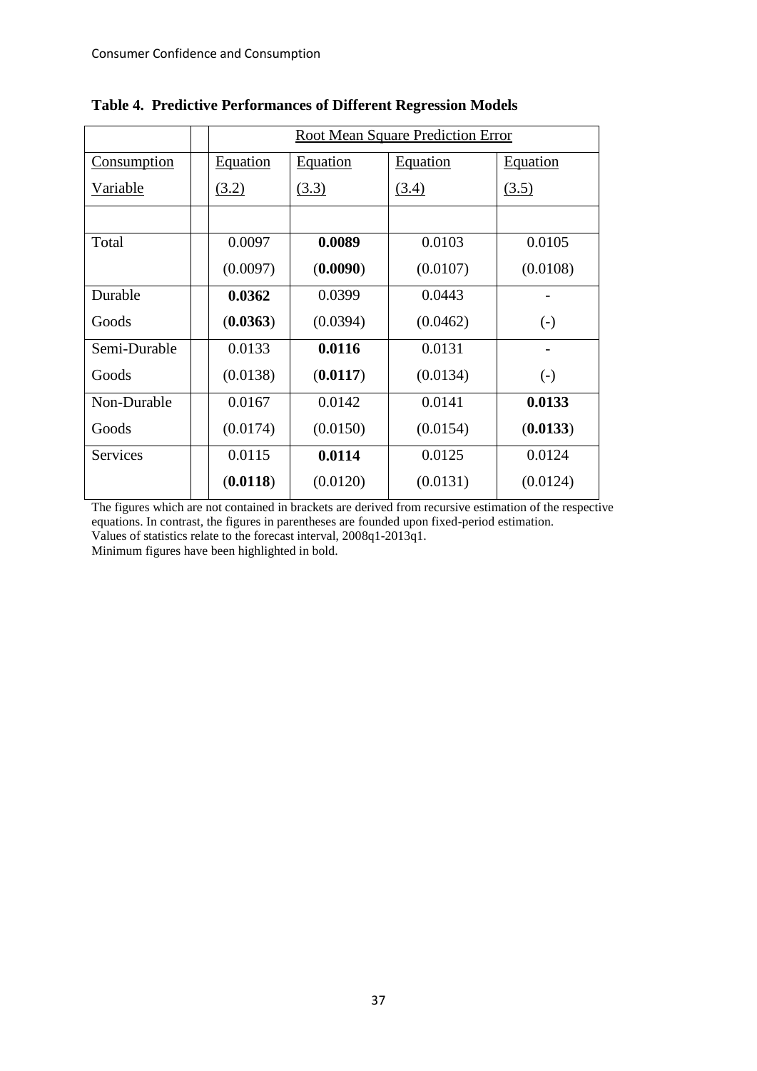**Table 4. Predictive Performances of Different Regression Models**

| | | Root Mean Square Prediction Error | | | |
|---|---|---|---|---|---|
| Consumption Variable | | Equation (3.2) | Equation (3.3) | Equation (3.4) | Equation (3.5) |
| | | | | | |
| Total | | 0.0097 | **0.0089** | 0.0103 | 0.0105 |
| | | (0.0097) | (**0.0090**) | (0.0107) | (0.0108) |
| Durable Goods | | **0.0362** | 0.0399 | 0.0443 | - |
| | | (**0.0363**) | (0.0394) | (0.0462) | (-) |
| Semi-Durable Goods | | 0.0133 | **0.0116** | 0.0131 | - |
| | | (0.0138) | (**0.0117**) | (0.0134) | (-) |
| Non-Durable Goods | | 0.0167 | 0.0142 | 0.0141 | **0.0133** |
| | | (0.0174) | (0.0150) | (0.0154) | (**0.0133**) |
| Services | | 0.0115 | **0.0114** | 0.0125 | 0.0124 |
| | | (**0.0118**) | (0.0120) | (0.0131) | (0.0124) |

The figures which are not contained in brackets are derived from recursive estimation of the respective equations. In contrast, the figures in parentheses are founded upon fixed-period estimation.
Values of statistics relate to the forecast interval, 2008q1-2013q1.
Minimum figures have been highlighted in bold.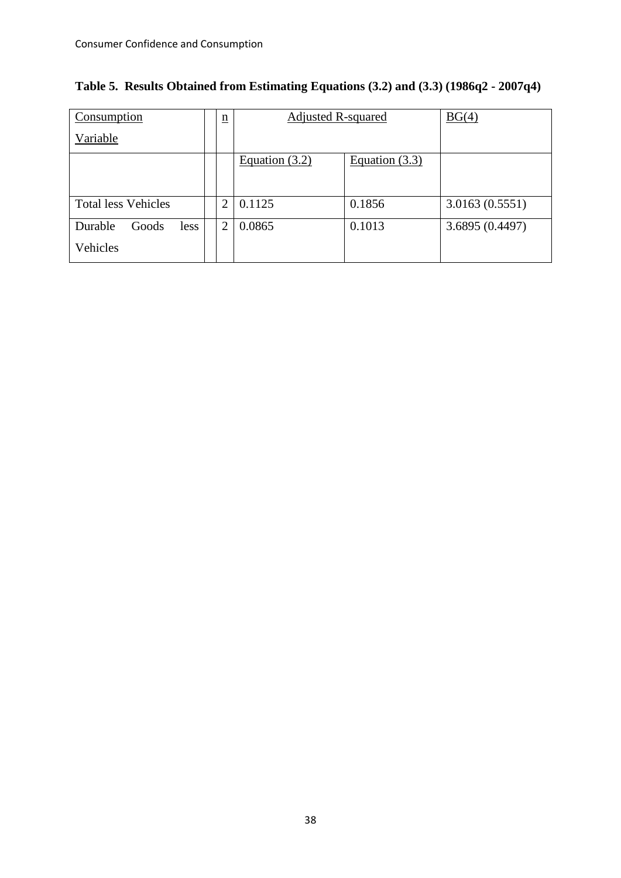**Table 5. Results Obtained from Estimating Equations (3.2) and (3.3) (1986q2 - 2007q4)**

| Consumption Variable | n | Adjusted R-squared | | BG(4) |
|---|---|---|---|---|
| | | Equation (3.2) | Equation (3.3) | |
| Total less Vehicles | 2 | 0.1125 | 0.1856 | 3.0163 (0.5551) |
| Durable Goods less Vehicles | 2 | 0.0865 | 0.1013 | 3.6895 (0.4497) |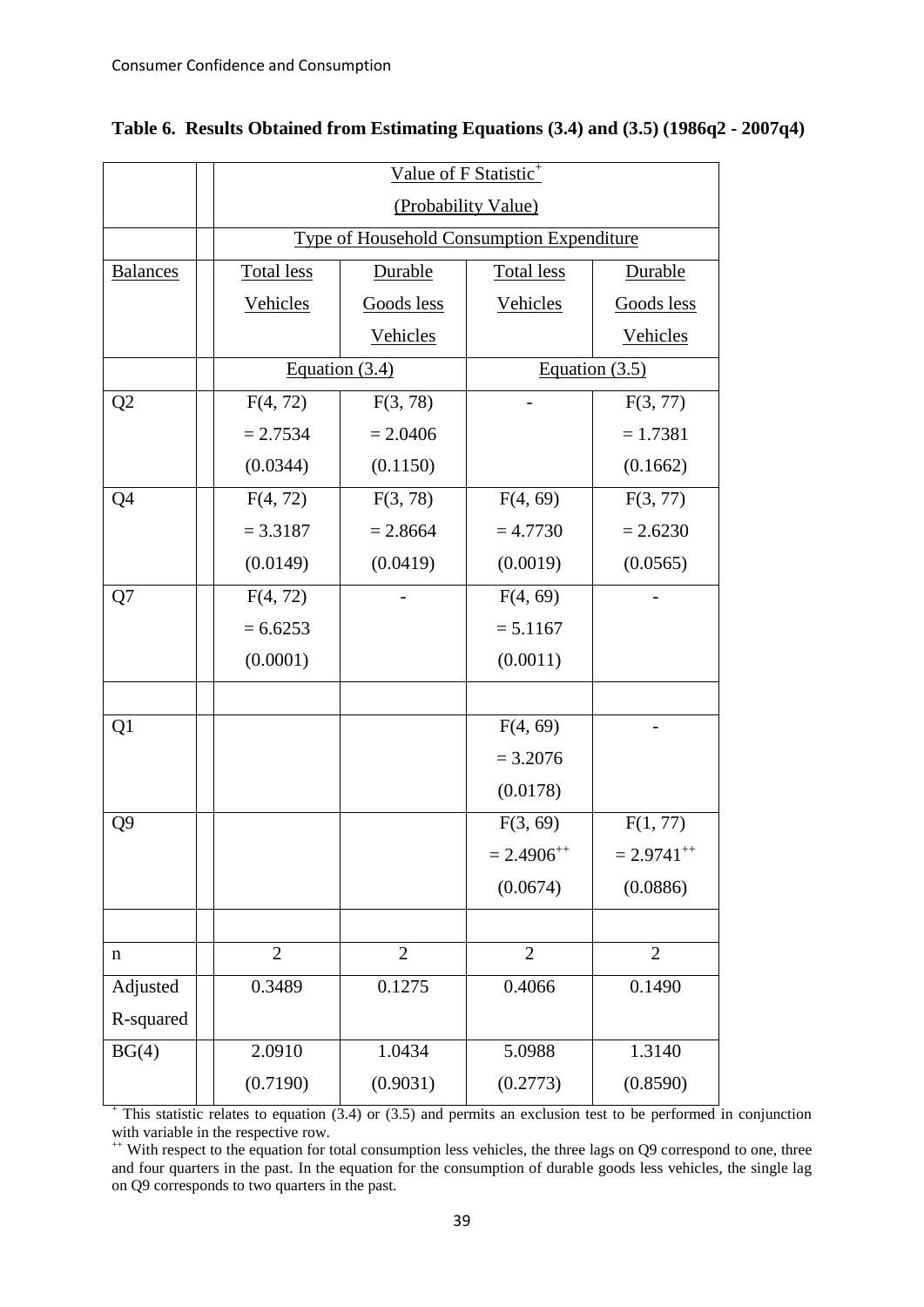**Table 6. Results Obtained from Estimating Equations (3.4) and (3.5) (1986q2 - 2007q4)**

| | Value of F Statistic[+] (Probability Value) | | | |
|---|---|---|---|---|
| | Type of Household Consumption Expenditure | | | |
| Balances | Total less Vehicles | Durable Goods less Vehicles | Total less Vehicles | Durable Goods less Vehicles |
| | Equation (3.4) | | Equation (3.5) | |
| Q2 | $F(4, 72) = 2.7534$ (0.0344) | $F(3, 78) = 2.0406$ (0.1150) | - | $F(3, 77) = 1.7381$ (0.1662) |
| Q4 | $F(4, 72) = 3.3187$ (0.0149) | $F(3, 78) = 2.8664$ (0.0419) | $F(4, 69) = 4.7730$ (0.0019) | $F(3, 77) = 2.6230$ (0.0565) |
| Q7 | $F(4, 72) = 6.6253$ (0.0001) | - | $F(4, 69) = 5.1167$ (0.0011) | - |
| | | | | |
| Q1 | | | $F(4, 69) = 3.2076$ (0.0178) | - |
| Q9 | | | $F(3, 69) = 2.4906$[++] (0.0674) | $F(1, 77) = 2.9741$[++] (0.0886) |
| | | | | |
| n | 2 | 2 | 2 | 2 |
| Adjusted R-squared | 0.3489 | 0.1275 | 0.4066 | 0.1490 |
| BG(4) | 2.0910 (0.7190) | 1.0434 (0.9031) | 5.0988 (0.2773) | 1.3140 (0.8590) |

[+] This statistic relates to equation (3.4) or (3.5) and permits an exclusion test to be performed in conjunction with variable in the respective row.

[++] With respect to the equation for total consumption less vehicles, the three lags on Q9 correspond to one, three and four quarters in the past. In the equation for the consumption of durable goods less vehicles, the single lag on Q9 corresponds to two quarters in the past.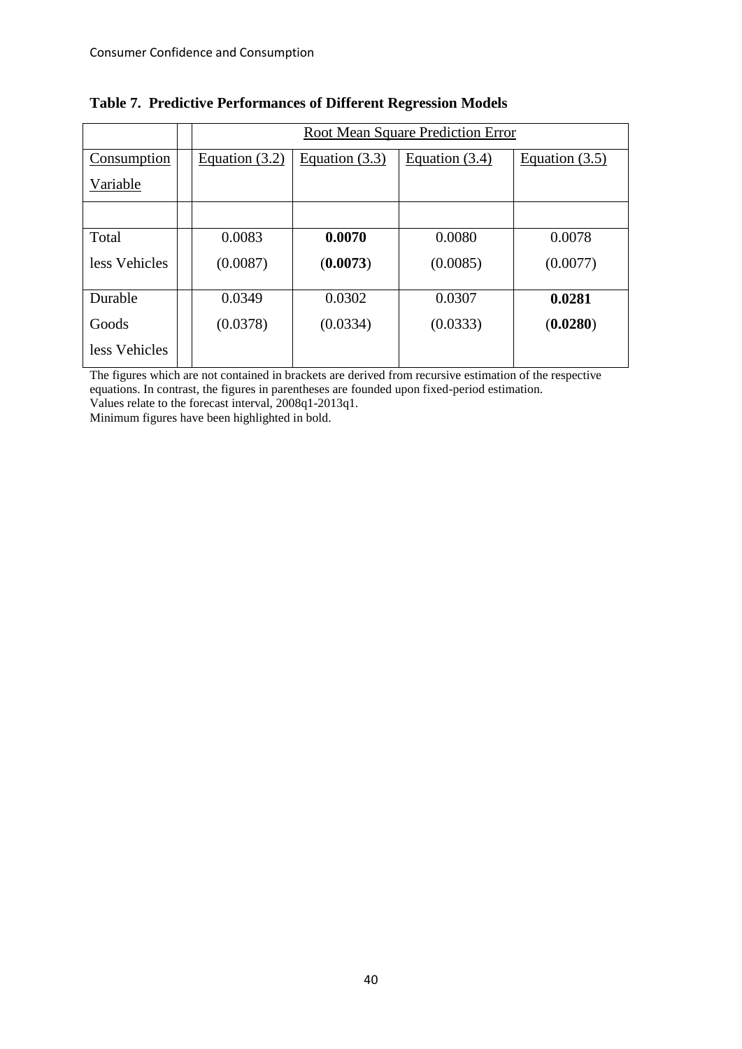**Table 7. Predictive Performances of Different Regression Models**

| | Root Mean Square Prediction Error | | | |
|---|---|---|---|---|
| Consumption Variable | Equation (3.2) | Equation (3.3) | Equation (3.4) | Equation (3.5) |
| | | | | |
| Total less Vehicles | 0.0083 (0.0087) | **0.0070** (**0.0073**) | 0.0080 (0.0085) | 0.0078 (0.0077) |
| Durable Goods less Vehicles | 0.0349 (0.0378) | 0.0302 (0.0334) | 0.0307 (0.0333) | **0.0281** (**0.0280**) |

The figures which are not contained in brackets are derived from recursive estimation of the respective equations. In contrast, the figures in parentheses are founded upon fixed-period estimation.
Values relate to the forecast interval, 2008q1-2013q1.
Minimum figures have been highlighted in bold.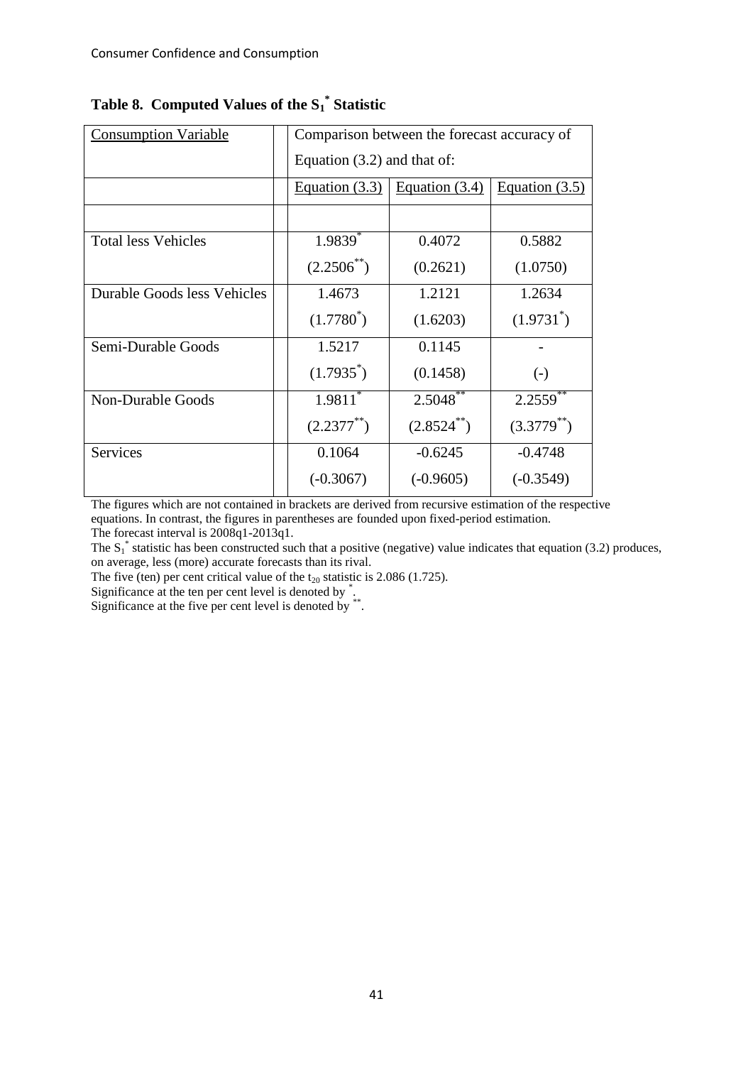**Table 8. Computed Values of the $S_1^*$ Statistic**

| Consumption Variable | Comparison between the forecast accuracy of Equation (3.2) and that of: | | |
|---|---|---|---|
| | Equation (3.3) | Equation (3.4) | Equation (3.5) |
| | | | |
| Total less Vehicles | $1.9839^*$ | 0.4072 | 0.5882 |
| | $(2.2506^{**})$ | (0.2621) | (1.0750) |
| Durable Goods less Vehicles | 1.4673 | 1.2121 | 1.2634 |
| | $(1.7780^*)$ | (1.6203) | $(1.9731^*)$ |
| Semi-Durable Goods | 1.5217 | 0.1145 | - |
| | $(1.7935^*)$ | (0.1458) | (-) |
| Non-Durable Goods | $1.9811^*$ | $2.5048^{**}$ | $2.2559^{**}$ |
| | $(2.2377^{**})$ | $(2.8524^{**})$ | $(3.3779^{**})$ |
| Services | 0.1064 | -0.6245 | -0.4748 |
| | (-0.3067) | (-0.9605) | (-0.3549) |

The figures which are not contained in brackets are derived from recursive estimation of the respective equations. In contrast, the figures in parentheses are founded upon fixed-period estimation.
The forecast interval is 2008q1-2013q1.
The $S_1^*$ statistic has been constructed such that a positive (negative) value indicates that equation (3.2) produces, on average, less (more) accurate forecasts than its rival.
The five (ten) per cent critical value of the $t_{20}$ statistic is 2.086 (1.725).
Significance at the ten per cent level is denoted by $^*$.
Significance at the five per cent level is denoted by $^{**}$.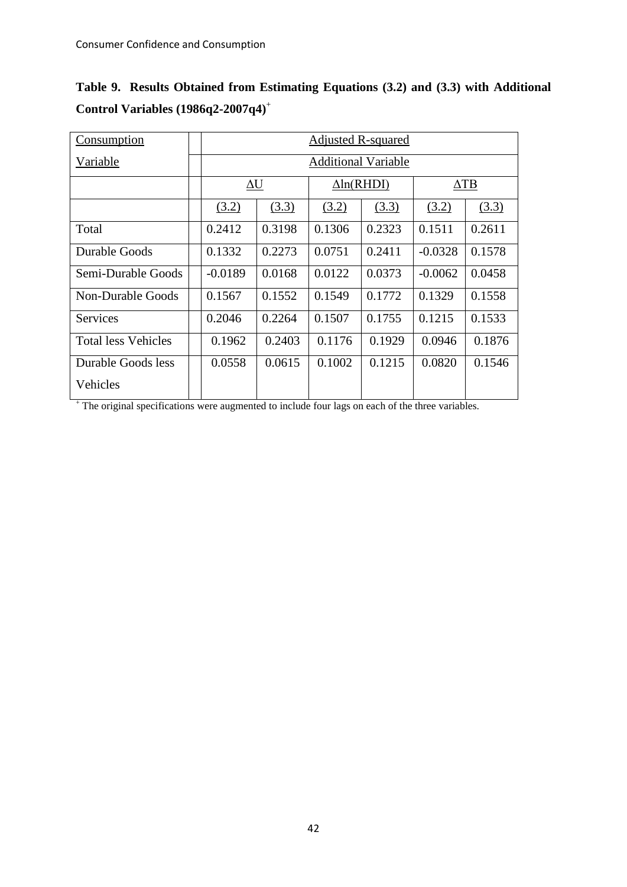**Table 9. Results Obtained from Estimating Equations (3.2) and (3.3) with Additional Control Variables (1986q2-2007q4)[+]**

| Consumption Variable | Adjusted R-squared | | | | | |
|---|---|---|---|---|---|---|
| | Additional Variable | | | | | |
| | $\Delta U$ | | $\Delta \ln(RHDI)$ | | $\Delta TB$ | |
| | (3.2) | (3.3) | (3.2) | (3.3) | (3.2) | (3.3) |
| Total | 0.2412 | 0.3198 | 0.1306 | 0.2323 | 0.1511 | 0.2611 |
| Durable Goods | 0.1332 | 0.2273 | 0.0751 | 0.2411 | -0.0328 | 0.1578 |
| Semi-Durable Goods | -0.0189 | 0.0168 | 0.0122 | 0.0373 | -0.0062 | 0.0458 |
| Non-Durable Goods | 0.1567 | 0.1552 | 0.1549 | 0.1772 | 0.1329 | 0.1558 |
| Services | 0.2046 | 0.2264 | 0.1507 | 0.1755 | 0.1215 | 0.1533 |
| Total less Vehicles | 0.1962 | 0.2403 | 0.1176 | 0.1929 | 0.0946 | 0.1876 |
| Durable Goods less Vehicles | 0.0558 | 0.0615 | 0.1002 | 0.1215 | 0.0820 | 0.1546 |

[+] The original specifications were augmented to include four lags on each of the three variables.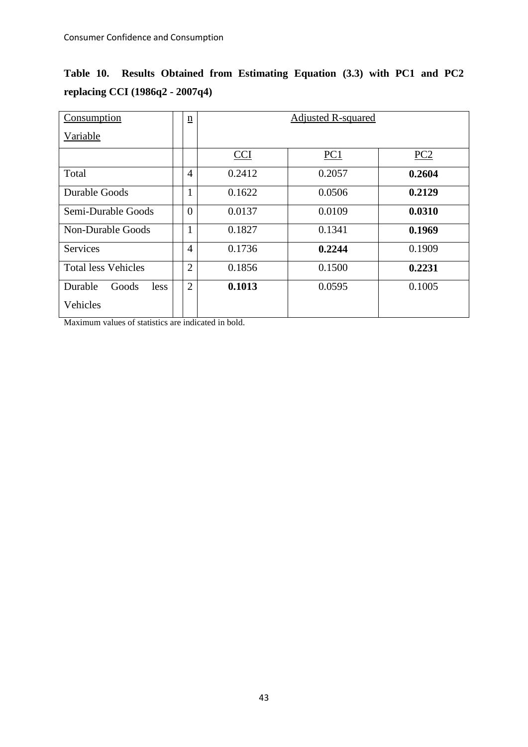**Table 10. Results Obtained from Estimating Equation (3.3) with PC1 and PC2 replacing CCI (1986q2 - 2007q4)**

| Consumption Variable | n | Adjusted R-squared | | |
|---|---|---|---|---|
| | | CCI | PC1 | PC2 |
| Total | 4 | 0.2412 | 0.2057 | **0.2604** |
| Durable Goods | 1 | 0.1622 | 0.0506 | **0.2129** |
| Semi-Durable Goods | 0 | 0.0137 | 0.0109 | **0.0310** |
| Non-Durable Goods | 1 | 0.1827 | 0.1341 | **0.1969** |
| Services | 4 | 0.1736 | **0.2244** | 0.1909 |
| Total less Vehicles | 2 | 0.1856 | 0.1500 | **0.2231** |
| Durable Goods less Vehicles | 2 | **0.1013** | 0.0595 | 0.1005 |

Maximum values of statistics are indicated in bold.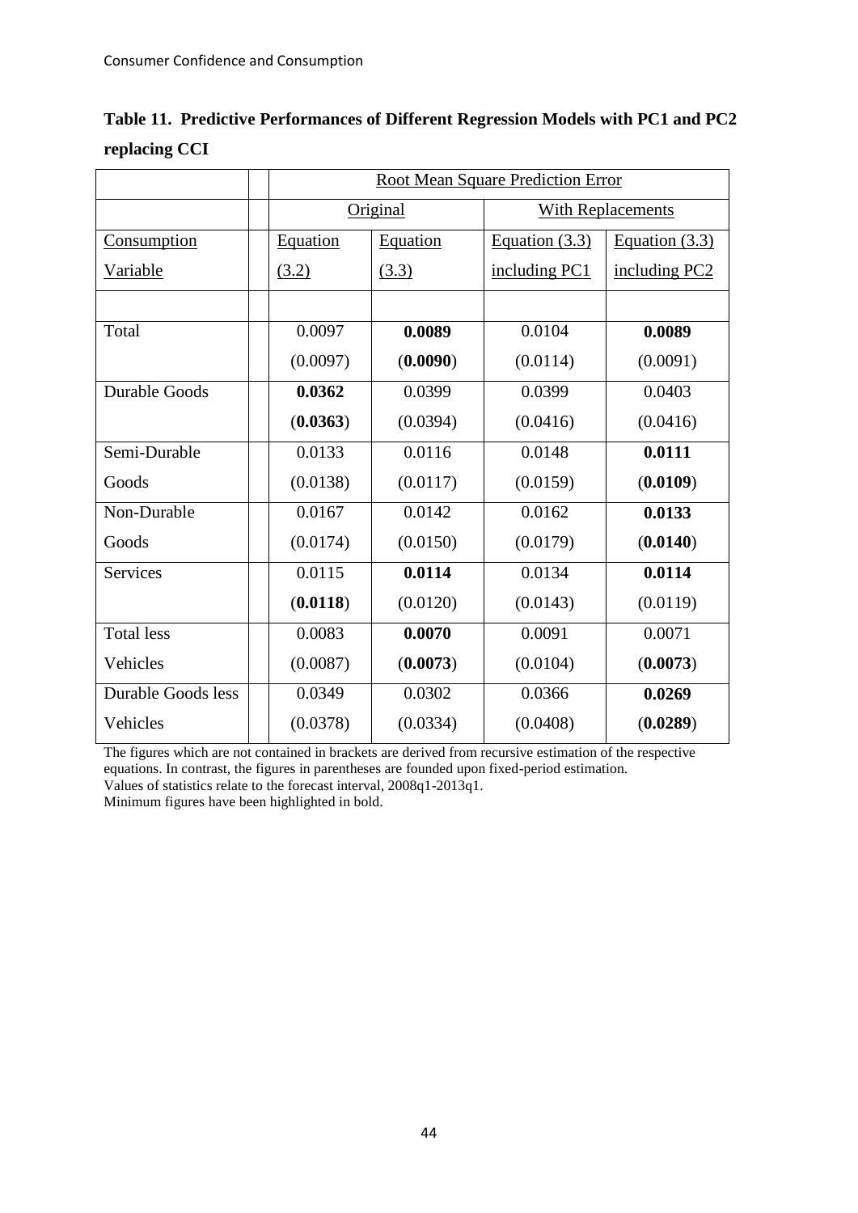**Table 11. Predictive Performances of Different Regression Models with PC1 and PC2 replacing CCI**

| | Root Mean Square Prediction Error | | | |
|---|---|---|---|---|
| | Original | | With Replacements | |
| Consumption Variable | Equation (3.2) | Equation (3.3) | Equation (3.3) including PC1 | Equation (3.3) including PC2 |
| Total | 0.0097 (0.0097) | **0.0089** (**0.0090**) | 0.0104 (0.0114) | **0.0089** (0.0091) |
| Durable Goods | **0.0362** (**0.0363**) | 0.0399 (0.0394) | 0.0399 (0.0416) | 0.0403 (0.0416) |
| Semi-Durable Goods | 0.0133 (0.0138) | 0.0116 (0.0117) | 0.0148 (0.0159) | **0.0111** (**0.0109**) |
| Non-Durable Goods | 0.0167 (0.0174) | 0.0142 (0.0150) | 0.0162 (0.0179) | **0.0133** (**0.0140**) |
| Services | 0.0115 (**0.0118**) | **0.0114** (0.0120) | 0.0134 (0.0143) | **0.0114** (0.0119) |
| Total less Vehicles | 0.0083 (0.0087) | **0.0070** (**0.0073**) | 0.0091 (0.0104) | 0.0071 (**0.0073**) |
| Durable Goods less Vehicles | 0.0349 (0.0378) | 0.0302 (0.0334) | 0.0366 (0.0408) | **0.0269** (**0.0289**) |

The figures which are not contained in brackets are derived from recursive estimation of the respective equations. In contrast, the figures in parentheses are founded upon fixed-period estimation.
Values of statistics relate to the forecast interval, 2008q1-2013q1.
Minimum figures have been highlighted in bold.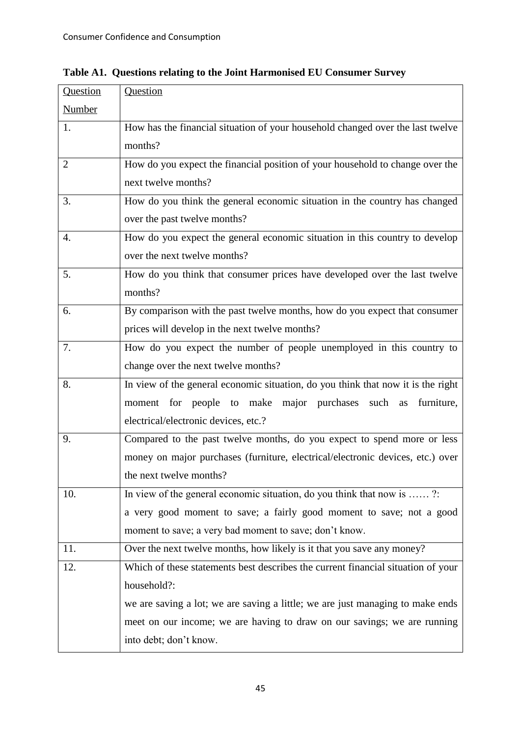**Table A1. Questions relating to the Joint Harmonised EU Consumer Survey**

| Question Number | Question |
|---|---|
| 1. | How has the financial situation of your household changed over the last twelve months? |
| 2 | How do you expect the financial position of your household to change over the next twelve months? |
| 3. | How do you think the general economic situation in the country has changed over the past twelve months? |
| 4. | How do you expect the general economic situation in this country to develop over the next twelve months? |
| 5. | How do you think that consumer prices have developed over the last twelve months? |
| 6. | By comparison with the past twelve months, how do you expect that consumer prices will develop in the next twelve months? |
| 7. | How do you expect the number of people unemployed in this country to change over the next twelve months? |
| 8. | In view of the general economic situation, do you think that now it is the right moment for people to make major purchases such as furniture, electrical/electronic devices, etc.? |
| 9. | Compared to the past twelve months, do you expect to spend more or less money on major purchases (furniture, electrical/electronic devices, etc.) over the next twelve months? |
| 10. | In view of the general economic situation, do you think that now is …… ?: a very good moment to save; a fairly good moment to save; not a good moment to save; a very bad moment to save; don't know. |
| 11. | Over the next twelve months, how likely is it that you save any money? |
| 12. | Which of these statements best describes the current financial situation of your household?: we are saving a lot; we are saving a little; we are just managing to make ends meet on our income; we are having to draw on our savings; we are running into debt; don't know. |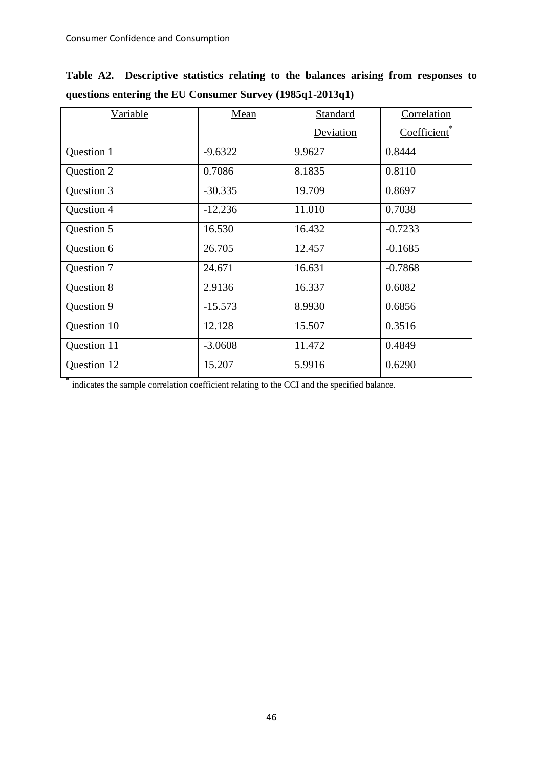**Table A2. Descriptive statistics relating to the balances arising from responses to questions entering the EU Consumer Survey (1985q1-2013q1)**

| Variable | Mean | Standard Deviation | Correlation Coefficient* |
|---|---|---|---|
| Question 1 | -9.6322 | 9.9627 | 0.8444 |
| Question 2 | 0.7086 | 8.1835 | 0.8110 |
| Question 3 | -30.335 | 19.709 | 0.8697 |
| Question 4 | -12.236 | 11.010 | 0.7038 |
| Question 5 | 16.530 | 16.432 | -0.7233 |
| Question 6 | 26.705 | 12.457 | -0.1685 |
| Question 7 | 24.671 | 16.631 | -0.7868 |
| Question 8 | 2.9136 | 16.337 | 0.6082 |
| Question 9 | -15.573 | 8.9930 | 0.6856 |
| Question 10 | 12.128 | 15.507 | 0.3516 |
| Question 11 | -3.0608 | 11.472 | 0.4849 |
| Question 12 | 15.207 | 5.9916 | 0.6290 |

* indicates the sample correlation coefficient relating to the CCI and the specified balance.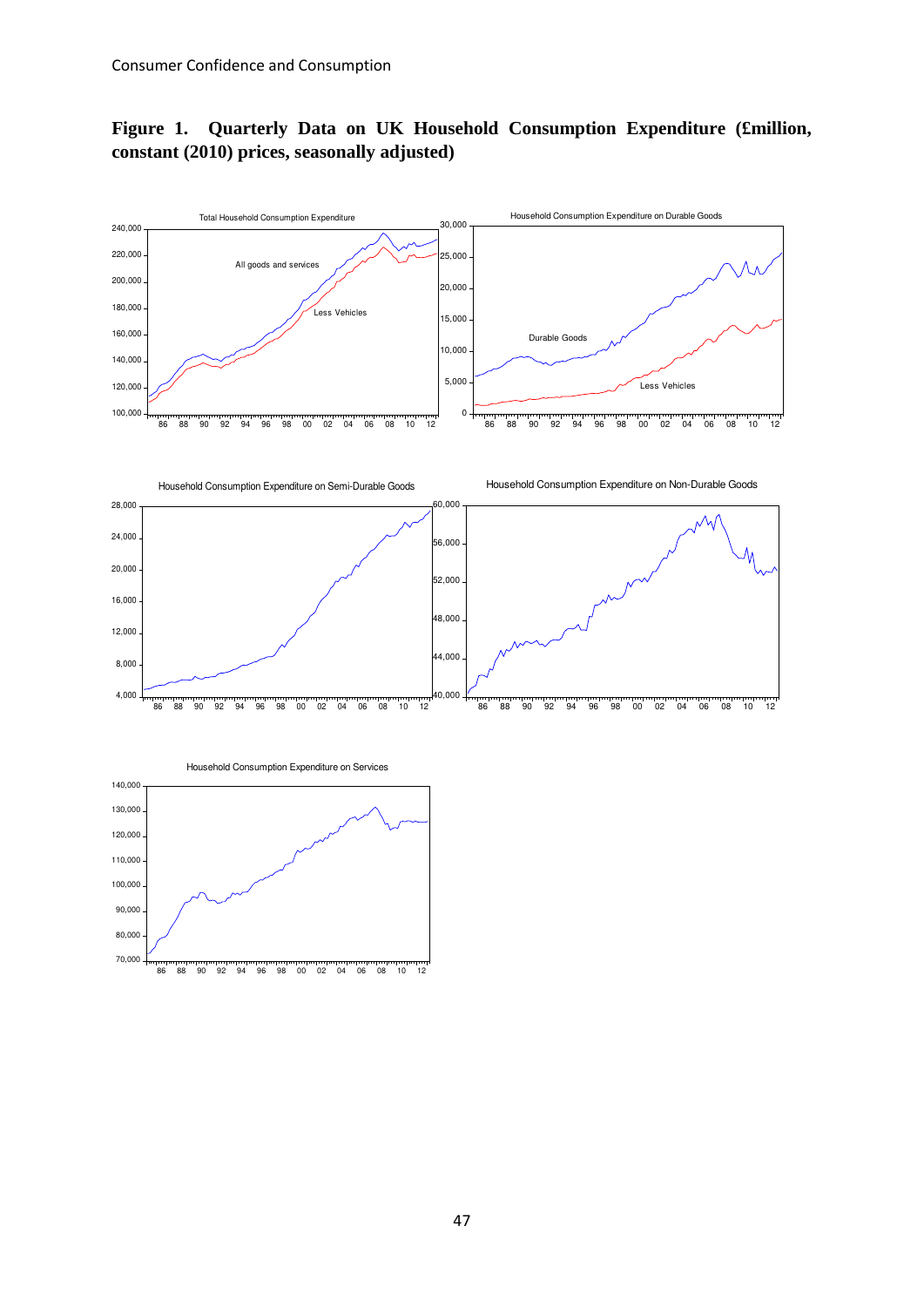**Figure 1. Quarterly Data on UK Household Consumption Expenditure (£million, constant (2010) prices, seasonally adjusted)**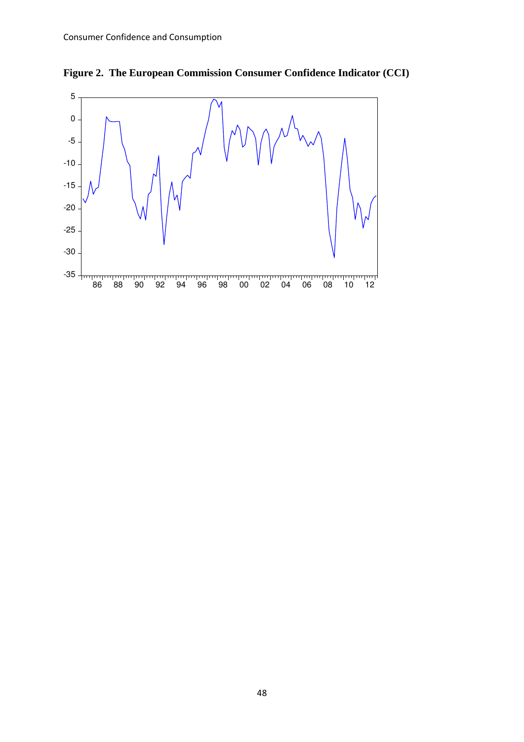**Figure 2. The European Commission Consumer Confidence Indicator (CCI)**

5
0
-5
-10
-15
-20
-25
-30
-35

86 88 90 92 94 96 98 00 02 04 06 08 10 12